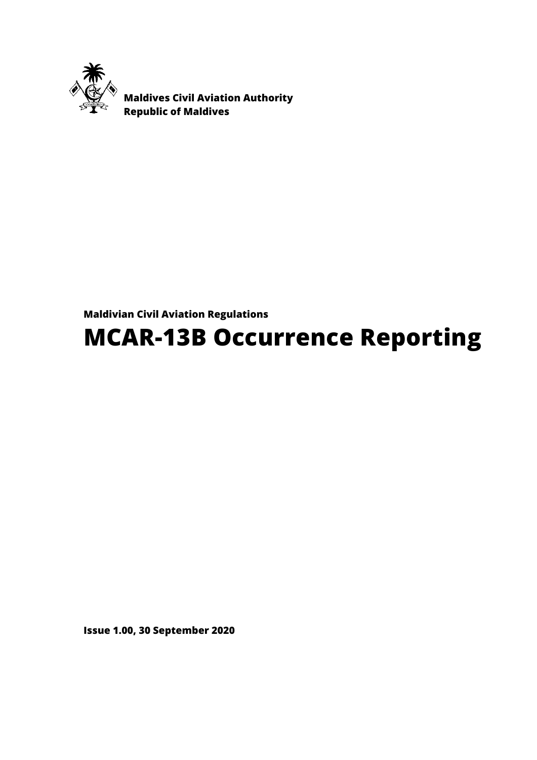**Maldives Civil Aviation Authority**
**Republic of Maldives**

**Maldivian Civil Aviation Regulations**

# MCAR-13B Occurrence Reporting

**Issue 1.00, 30 September 2020**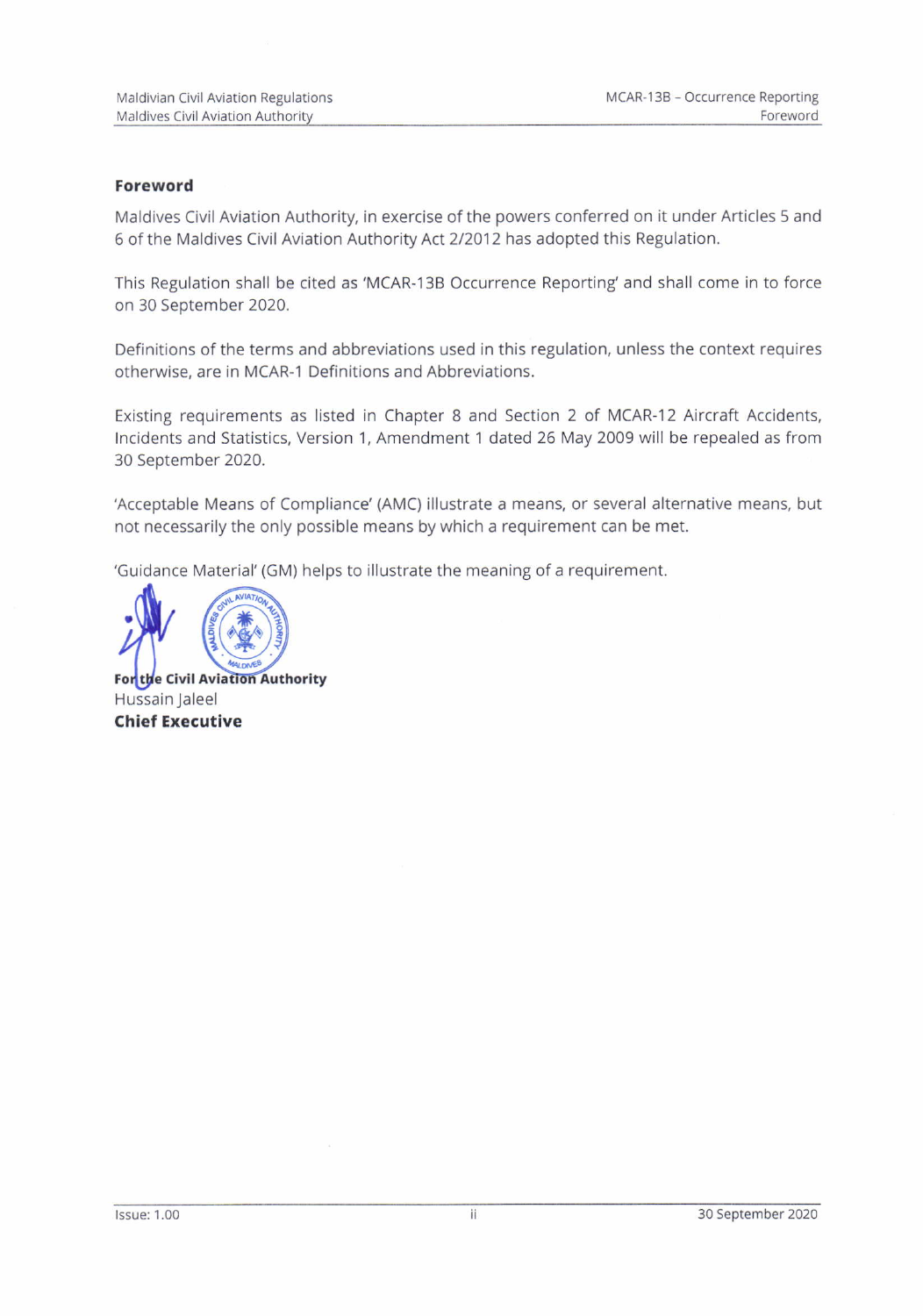## Foreword

Maldives Civil Aviation Authority, in exercise of the powers conferred on it under Articles 5 and 6 of the Maldives Civil Aviation Authority Act 2/2012 has adopted this Regulation.

This Regulation shall be cited as 'MCAR-13B Occurrence Reporting' and shall come in to force on 30 September 2020.

Definitions of the terms and abbreviations used in this regulation, unless the context requires otherwise, are in MCAR-1 Definitions and Abbreviations.

Existing requirements as listed in Chapter 8 and Section 2 of MCAR-12 Aircraft Accidents, Incidents and Statistics, Version 1, Amendment 1 dated 26 May 2009 will be repealed as from 30 September 2020.

'Acceptable Means of Compliance' (AMC) illustrate a means, or several alternative means, but not necessarily the only possible means by which a requirement can be met.

'Guidance Material' (GM) helps to illustrate the meaning of a requirement.

**For the Civil Aviation Authority**
Hussain Jaleel
**Chief Executive**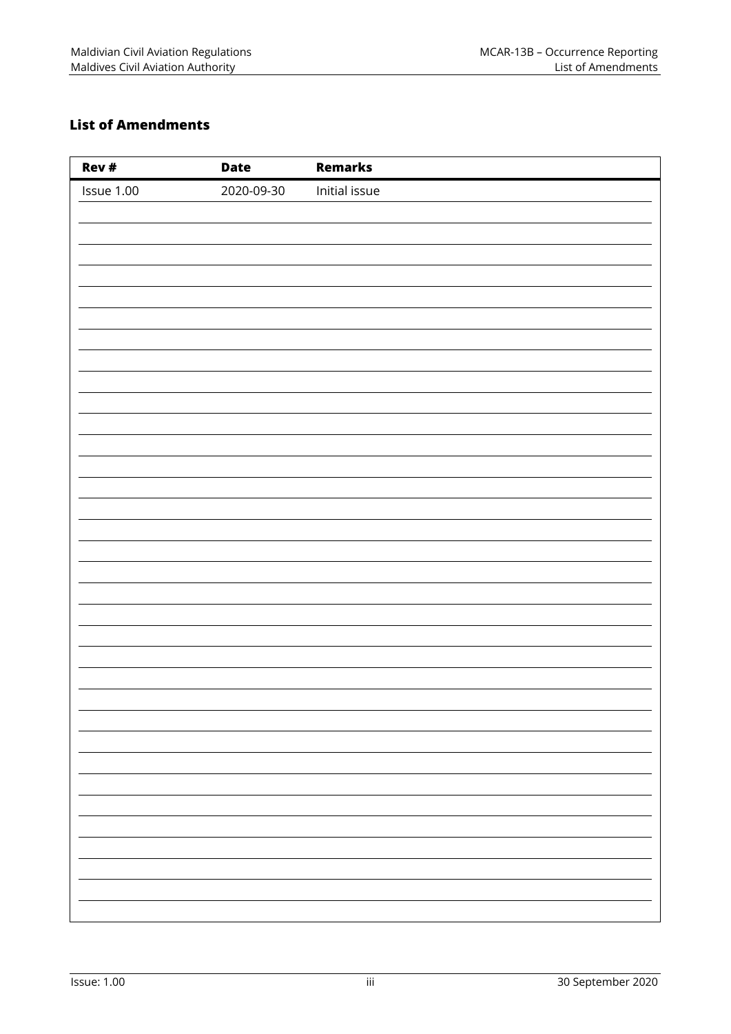### List of Amendments

| Rev # | Date | Remarks |
|---|---|---|
| Issue 1.00 | 2020-09-30 | Initial issue |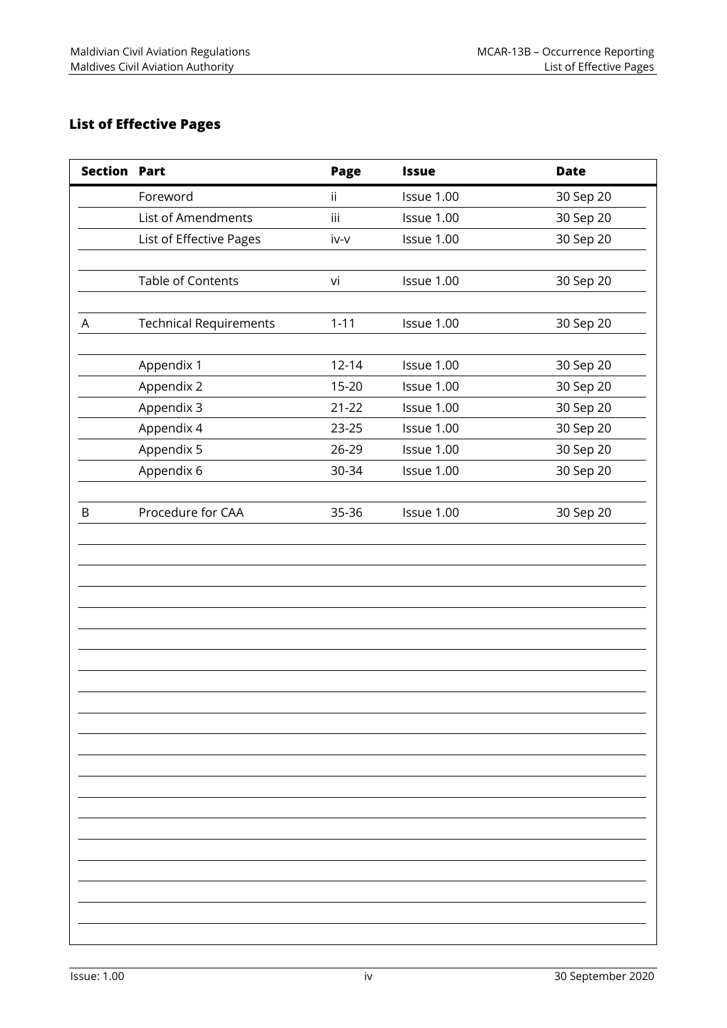## List of Effective Pages

| Section | Part | Page | Issue | Date |
|---|---|---|---|---|
| | Foreword | ii | Issue 1.00 | 30 Sep 20 |
| | List of Amendments | iii | Issue 1.00 | 30 Sep 20 |
| | List of Effective Pages | iv-v | Issue 1.00 | 30 Sep 20 |
| | Table of Contents | vi | Issue 1.00 | 30 Sep 20 |
| A | Technical Requirements | 1-11 | Issue 1.00 | 30 Sep 20 |
| | Appendix 1 | 12-14 | Issue 1.00 | 30 Sep 20 |
| | Appendix 2 | 15-20 | Issue 1.00 | 30 Sep 20 |
| | Appendix 3 | 21-22 | Issue 1.00 | 30 Sep 20 |
| | Appendix 4 | 23-25 | Issue 1.00 | 30 Sep 20 |
| | Appendix 5 | 26-29 | Issue 1.00 | 30 Sep 20 |
| | Appendix 6 | 30-34 | Issue 1.00 | 30 Sep 20 |
| B | Procedure for CAA | 35-36 | Issue 1.00 | 30 Sep 20 |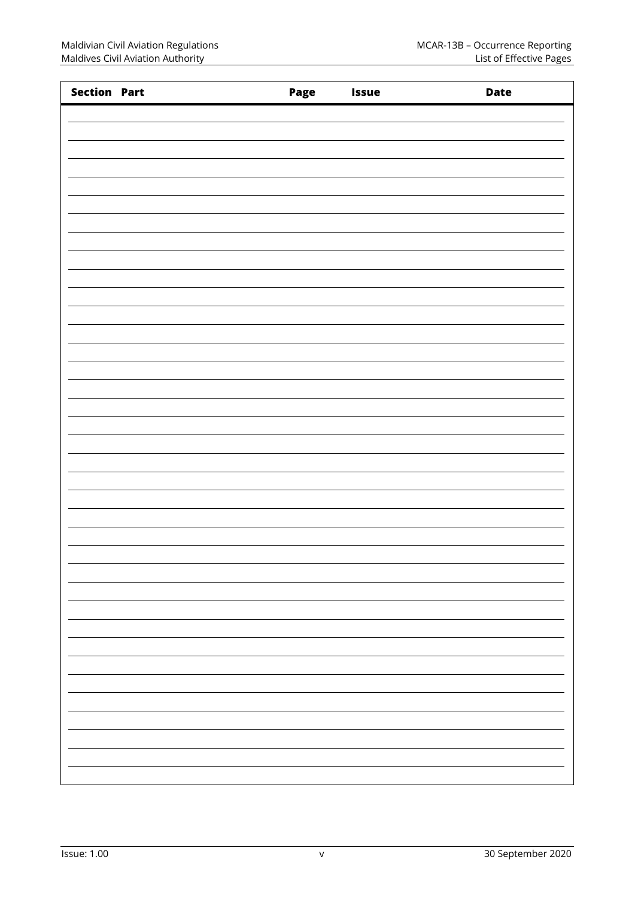| Section | Part | Page | Issue | Date |
| --- | --- | --- | --- | --- |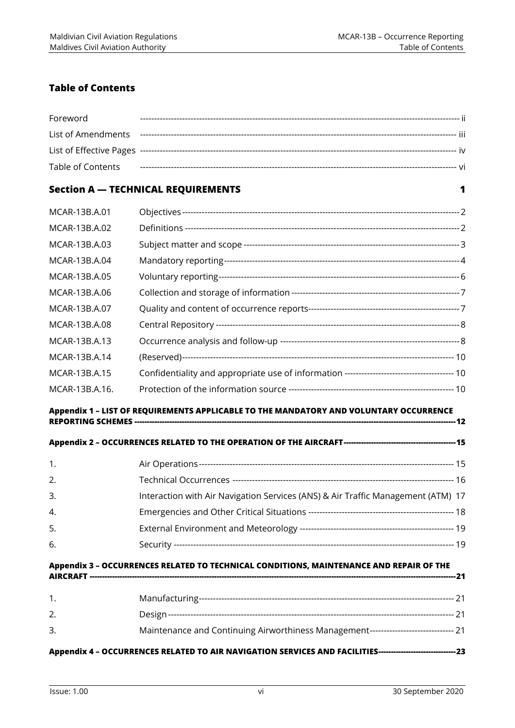## Table of Contents

| | | |
|---|---|---|
| Foreword | | ii |
| List of Amendments | | iii |
| List of Effective Pages | | iv |
| Table of Contents | | vi |

### Section A — TECHNICAL REQUIREMENTS — 1

| | | |
|---|---|---|
| MCAR-13B.A.01 | Objectives | 2 |
| MCAR-13B.A.02 | Definitions | 2 |
| MCAR-13B.A.03 | Subject matter and scope | 3 |
| MCAR-13B.A.04 | Mandatory reporting | 4 |
| MCAR-13B.A.05 | Voluntary reporting | 6 |
| MCAR-13B.A.06 | Collection and storage of information | 7 |
| MCAR-13B.A.07 | Quality and content of occurrence reports | 7 |
| MCAR-13B.A.08 | Central Repository | 8 |
| MCAR-13B.A.13 | Occurrence analysis and follow-up | 8 |
| MCAR-13B.A.14 | (Reserved) | 10 |
| MCAR-13B.A.15 | Confidentiality and appropriate use of information | 10 |
| MCAR-13B.A.16. | Protection of the information source | 10 |

**Appendix 1 – LIST OF REQUIREMENTS APPLICABLE TO THE MANDATORY AND VOLUNTARY OCCURRENCE REPORTING SCHEMES — 12**

**Appendix 2 – OCCURRENCES RELATED TO THE OPERATION OF THE AIRCRAFT — 15**

| | | |
|---|---|---|
| 1. | Air Operations | 15 |
| 2. | Technical Occurrences | 16 |
| 3. | Interaction with Air Navigation Services (ANS) & Air Traffic Management (ATM) | 17 |
| 4. | Emergencies and Other Critical Situations | 18 |
| 5. | External Environment and Meteorology | 19 |
| 6. | Security | 19 |

**Appendix 3 – OCCURRENCES RELATED TO TECHNICAL CONDITIONS, MAINTENANCE AND REPAIR OF THE AIRCRAFT — 21**

| | | |
|---|---|---|
| 1. | Manufacturing | 21 |
| 2. | Design | 21 |
| 3. | Maintenance and Continuing Airworthiness Management | 21 |

**Appendix 4 – OCCURRENCES RELATED TO AIR NAVIGATION SERVICES AND FACILITIES — 23**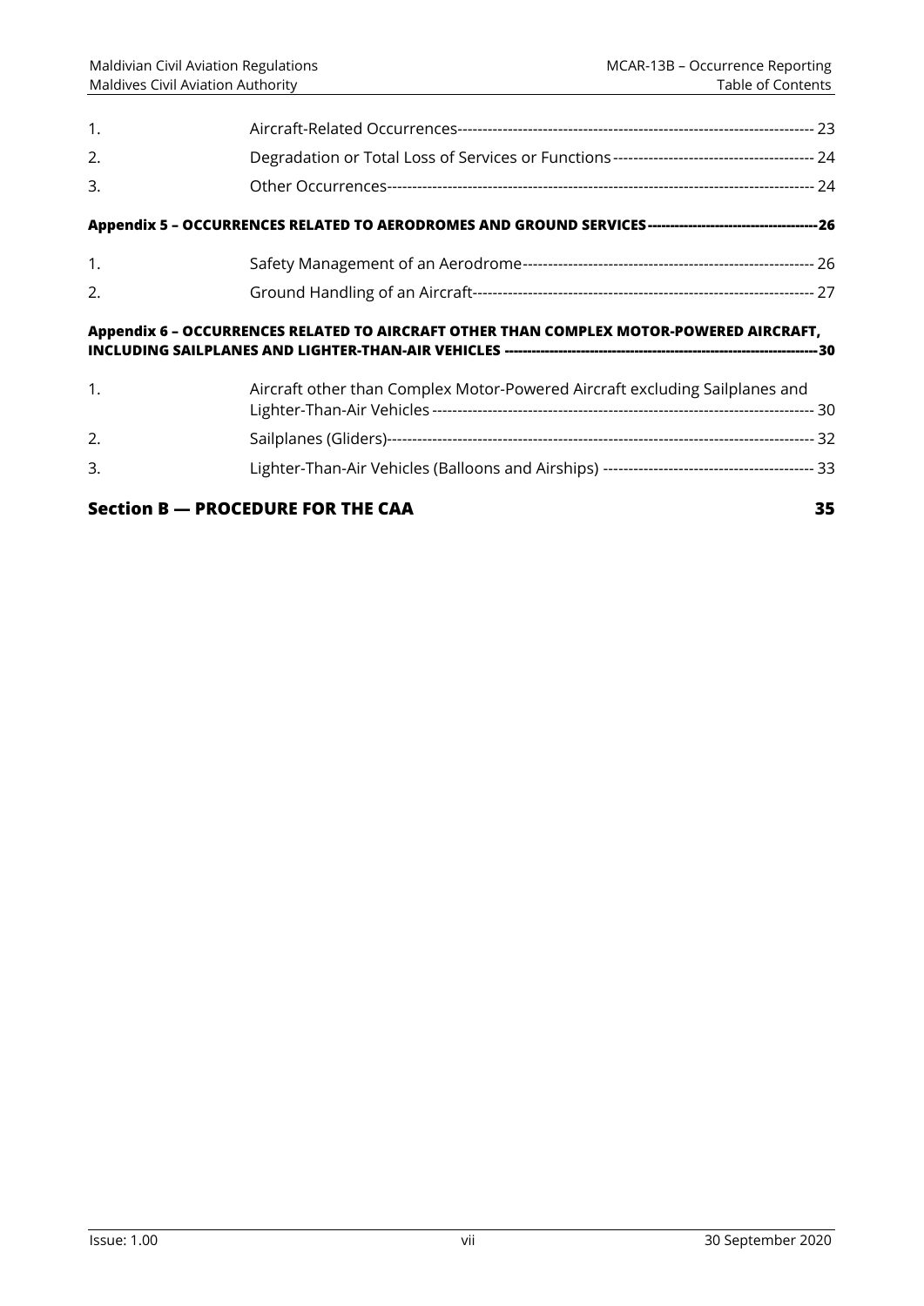| | | |
|---|---|---|
| 1. | Aircraft-Related Occurrences | 23 |
| 2. | Degradation or Total Loss of Services or Functions | 24 |
| 3. | Other Occurrences | 24 |

**Appendix 5 – OCCURRENCES RELATED TO AERODROMES AND GROUND SERVICES ---------- 26**

| | | |
|---|---|---|
| 1. | Safety Management of an Aerodrome | 26 |
| 2. | Ground Handling of an Aircraft | 27 |

**Appendix 6 – OCCURRENCES RELATED TO AIRCRAFT OTHER THAN COMPLEX MOTOR-POWERED AIRCRAFT, INCLUDING SAILPLANES AND LIGHTER-THAN-AIR VEHICLES ---------- 30**

| | | |
|---|---|---|
| 1. | Aircraft other than Complex Motor-Powered Aircraft excluding Sailplanes and Lighter-Than-Air Vehicles | 30 |
| 2. | Sailplanes (Gliders) | 32 |
| 3. | Lighter-Than-Air Vehicles (Balloons and Airships) | 33 |

**Section B — PROCEDURE FOR THE CAA 35**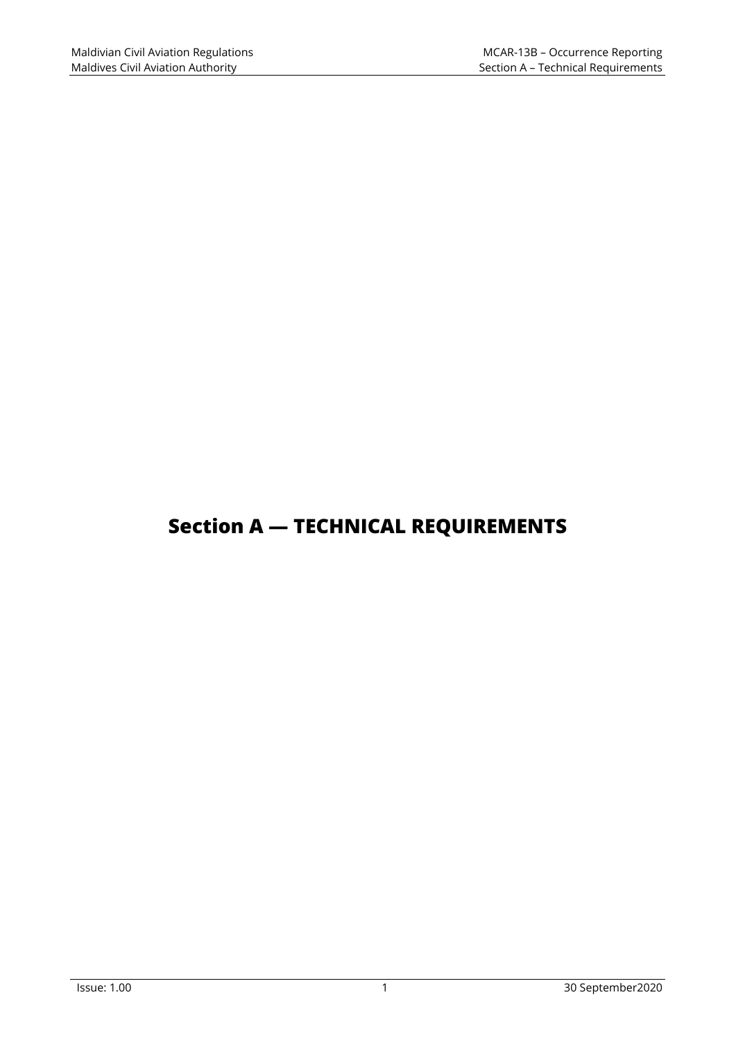# Section A — TECHNICAL REQUIREMENTS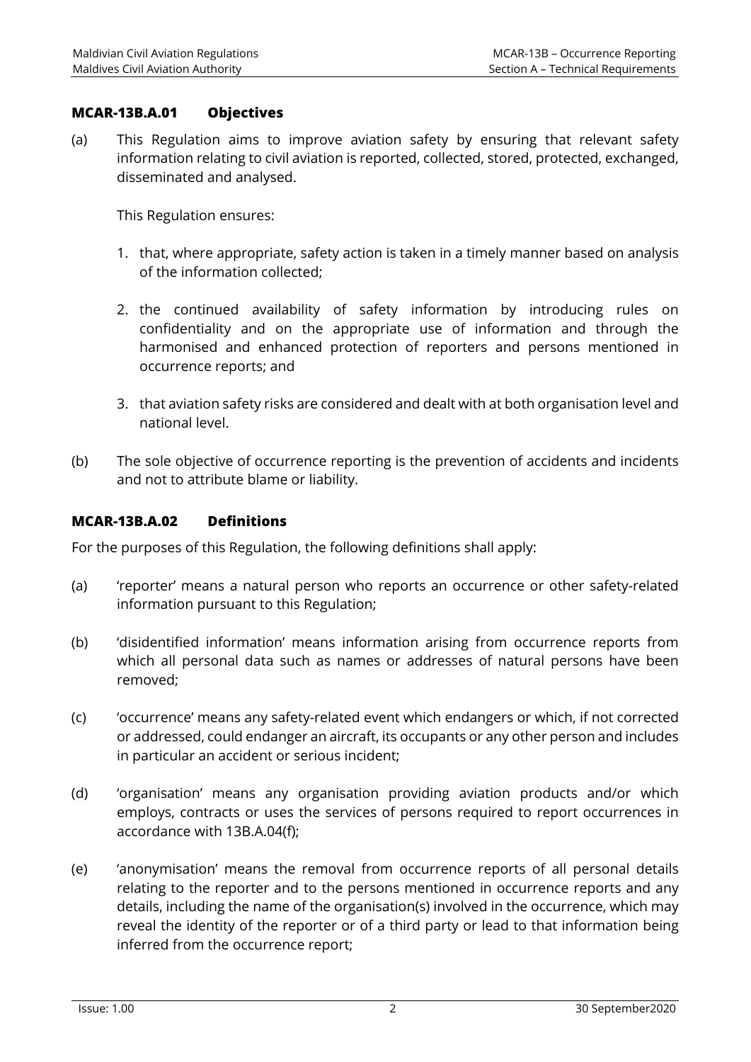### MCAR-13B.A.01 Objectives

(a) This Regulation aims to improve aviation safety by ensuring that relevant safety information relating to civil aviation is reported, collected, stored, protected, exchanged, disseminated and analysed.

This Regulation ensures:

1. that, where appropriate, safety action is taken in a timely manner based on analysis of the information collected;

2. the continued availability of safety information by introducing rules on confidentiality and on the appropriate use of information and through the harmonised and enhanced protection of reporters and persons mentioned in occurrence reports; and

3. that aviation safety risks are considered and dealt with at both organisation level and national level.

(b) The sole objective of occurrence reporting is the prevention of accidents and incidents and not to attribute blame or liability.

### MCAR-13B.A.02 Definitions

For the purposes of this Regulation, the following definitions shall apply:

(a) 'reporter' means a natural person who reports an occurrence or other safety-related information pursuant to this Regulation;

(b) 'disidentified information' means information arising from occurrence reports from which all personal data such as names or addresses of natural persons have been removed;

(c) 'occurrence' means any safety-related event which endangers or which, if not corrected or addressed, could endanger an aircraft, its occupants or any other person and includes in particular an accident or serious incident;

(d) 'organisation' means any organisation providing aviation products and/or which employs, contracts or uses the services of persons required to report occurrences in accordance with 13B.A.04(f);

(e) 'anonymisation' means the removal from occurrence reports of all personal details relating to the reporter and to the persons mentioned in occurrence reports and any details, including the name of the organisation(s) involved in the occurrence, which may reveal the identity of the reporter or of a third party or lead to that information being inferred from the occurrence report;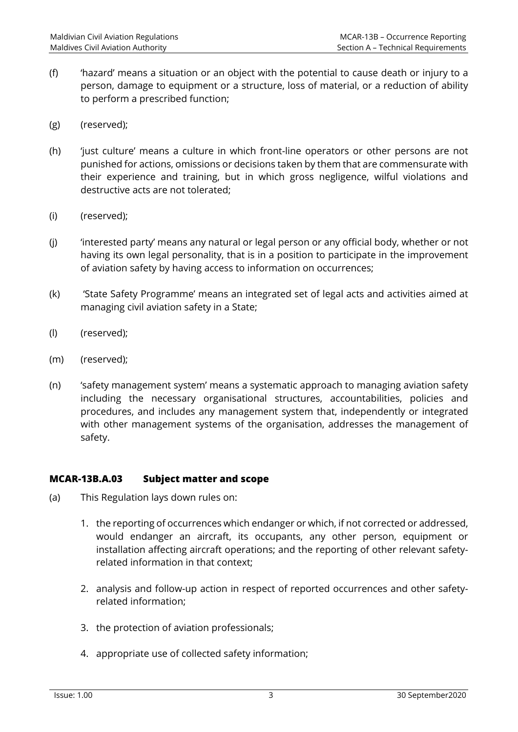(f) 'hazard' means a situation or an object with the potential to cause death or injury to a person, damage to equipment or a structure, loss of material, or a reduction of ability to perform a prescribed function;

(g) (reserved);

(h) 'just culture' means a culture in which front-line operators or other persons are not punished for actions, omissions or decisions taken by them that are commensurate with their experience and training, but in which gross negligence, wilful violations and destructive acts are not tolerated;

(i) (reserved);

(j) 'interested party' means any natural or legal person or any official body, whether or not having its own legal personality, that is in a position to participate in the improvement of aviation safety by having access to information on occurrences;

(k) 'State Safety Programme' means an integrated set of legal acts and activities aimed at managing civil aviation safety in a State;

(l) (reserved);

(m) (reserved);

(n) 'safety management system' means a systematic approach to managing aviation safety including the necessary organisational structures, accountabilities, policies and procedures, and includes any management system that, independently or integrated with other management systems of the organisation, addresses the management of safety.

### MCAR-13B.A.03 Subject matter and scope

(a) This Regulation lays down rules on:

1. the reporting of occurrences which endanger or which, if not corrected or addressed, would endanger an aircraft, its occupants, any other person, equipment or installation affecting aircraft operations; and the reporting of other relevant safety-related information in that context;

2. analysis and follow-up action in respect of reported occurrences and other safety-related information;

3. the protection of aviation professionals;

4. appropriate use of collected safety information;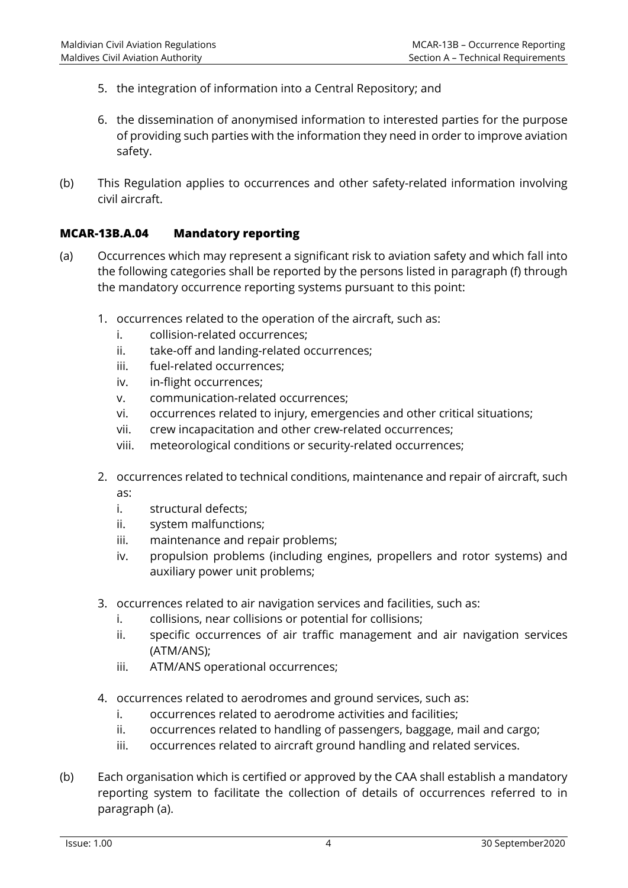5. the integration of information into a Central Repository; and

6. the dissemination of anonymised information to interested parties for the purpose of providing such parties with the information they need in order to improve aviation safety.

(b) This Regulation applies to occurrences and other safety-related information involving civil aircraft.

### MCAR-13B.A.04 Mandatory reporting

(a) Occurrences which may represent a significant risk to aviation safety and which fall into the following categories shall be reported by the persons listed in paragraph (f) through the mandatory occurrence reporting systems pursuant to this point:

1. occurrences related to the operation of the aircraft, such as:
   - i. collision-related occurrences;
   - ii. take-off and landing-related occurrences;
   - iii. fuel-related occurrences;
   - iv. in-flight occurrences;
   - v. communication-related occurrences;
   - vi. occurrences related to injury, emergencies and other critical situations;
   - vii. crew incapacitation and other crew-related occurrences;
   - viii. meteorological conditions or security-related occurrences;

2. occurrences related to technical conditions, maintenance and repair of aircraft, such as:
   - i. structural defects;
   - ii. system malfunctions;
   - iii. maintenance and repair problems;
   - iv. propulsion problems (including engines, propellers and rotor systems) and auxiliary power unit problems;

3. occurrences related to air navigation services and facilities, such as:
   - i. collisions, near collisions or potential for collisions;
   - ii. specific occurrences of air traffic management and air navigation services (ATM/ANS);
   - iii. ATM/ANS operational occurrences;

4. occurrences related to aerodromes and ground services, such as:
   - i. occurrences related to aerodrome activities and facilities;
   - ii. occurrences related to handling of passengers, baggage, mail and cargo;
   - iii. occurrences related to aircraft ground handling and related services.

(b) Each organisation which is certified or approved by the CAA shall establish a mandatory reporting system to facilitate the collection of details of occurrences referred to in paragraph (a).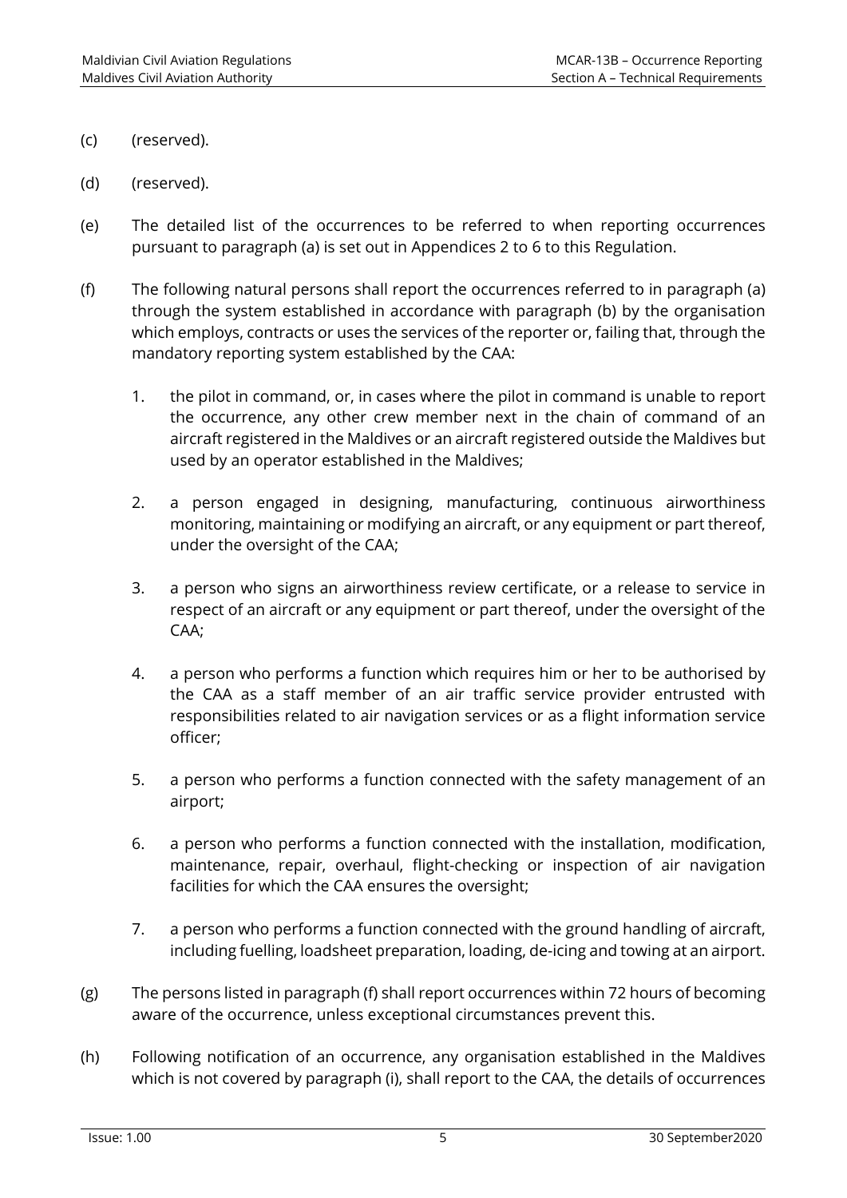(c) (reserved).

(d) (reserved).

(e) The detailed list of the occurrences to be referred to when reporting occurrences pursuant to paragraph (a) is set out in Appendices 2 to 6 to this Regulation.

(f) The following natural persons shall report the occurrences referred to in paragraph (a) through the system established in accordance with paragraph (b) by the organisation which employs, contracts or uses the services of the reporter or, failing that, through the mandatory reporting system established by the CAA:

1. the pilot in command, or, in cases where the pilot in command is unable to report the occurrence, any other crew member next in the chain of command of an aircraft registered in the Maldives or an aircraft registered outside the Maldives but used by an operator established in the Maldives;

2. a person engaged in designing, manufacturing, continuous airworthiness monitoring, maintaining or modifying an aircraft, or any equipment or part thereof, under the oversight of the CAA;

3. a person who signs an airworthiness review certificate, or a release to service in respect of an aircraft or any equipment or part thereof, under the oversight of the CAA;

4. a person who performs a function which requires him or her to be authorised by the CAA as a staff member of an air traffic service provider entrusted with responsibilities related to air navigation services or as a flight information service officer;

5. a person who performs a function connected with the safety management of an airport;

6. a person who performs a function connected with the installation, modification, maintenance, repair, overhaul, flight-checking or inspection of air navigation facilities for which the CAA ensures the oversight;

7. a person who performs a function connected with the ground handling of aircraft, including fuelling, loadsheet preparation, loading, de-icing and towing at an airport.

(g) The persons listed in paragraph (f) shall report occurrences within 72 hours of becoming aware of the occurrence, unless exceptional circumstances prevent this.

(h) Following notification of an occurrence, any organisation established in the Maldives which is not covered by paragraph (i), shall report to the CAA, the details of occurrences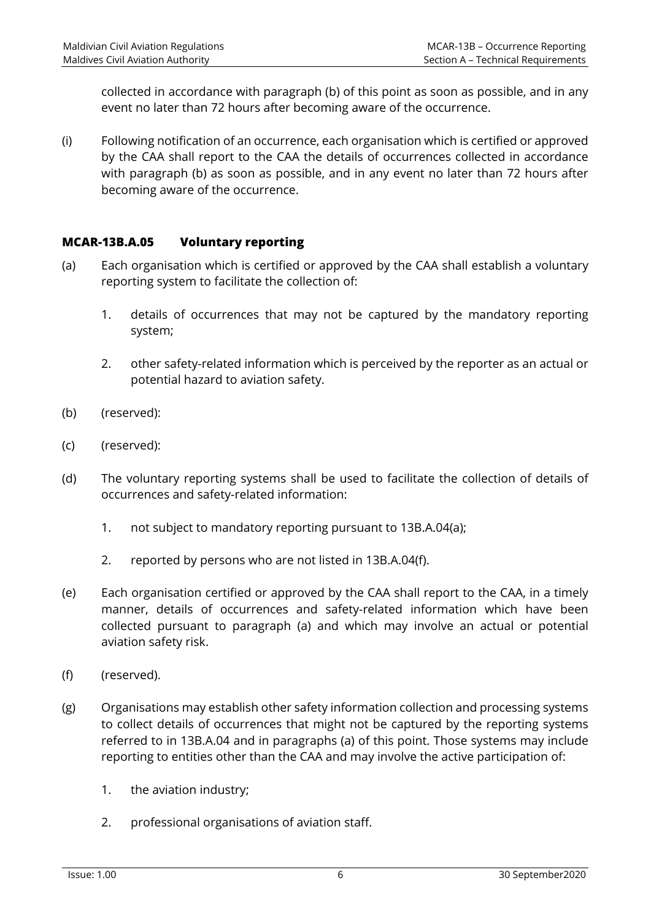collected in accordance with paragraph (b) of this point as soon as possible, and in any event no later than 72 hours after becoming aware of the occurrence.

(i) Following notification of an occurrence, each organisation which is certified or approved by the CAA shall report to the CAA the details of occurrences collected in accordance with paragraph (b) as soon as possible, and in any event no later than 72 hours after becoming aware of the occurrence.

### MCAR-13B.A.05 Voluntary reporting

(a) Each organisation which is certified or approved by the CAA shall establish a voluntary reporting system to facilitate the collection of:

1. details of occurrences that may not be captured by the mandatory reporting system;

2. other safety-related information which is perceived by the reporter as an actual or potential hazard to aviation safety.

(b) (reserved):

(c) (reserved):

(d) The voluntary reporting systems shall be used to facilitate the collection of details of occurrences and safety-related information:

1. not subject to mandatory reporting pursuant to 13B.A.04(a);

2. reported by persons who are not listed in 13B.A.04(f).

(e) Each organisation certified or approved by the CAA shall report to the CAA, in a timely manner, details of occurrences and safety-related information which have been collected pursuant to paragraph (a) and which may involve an actual or potential aviation safety risk.

(f) (reserved).

(g) Organisations may establish other safety information collection and processing systems to collect details of occurrences that might not be captured by the reporting systems referred to in 13B.A.04 and in paragraphs (a) of this point. Those systems may include reporting to entities other than the CAA and may involve the active participation of:

1. the aviation industry;

2. professional organisations of aviation staff.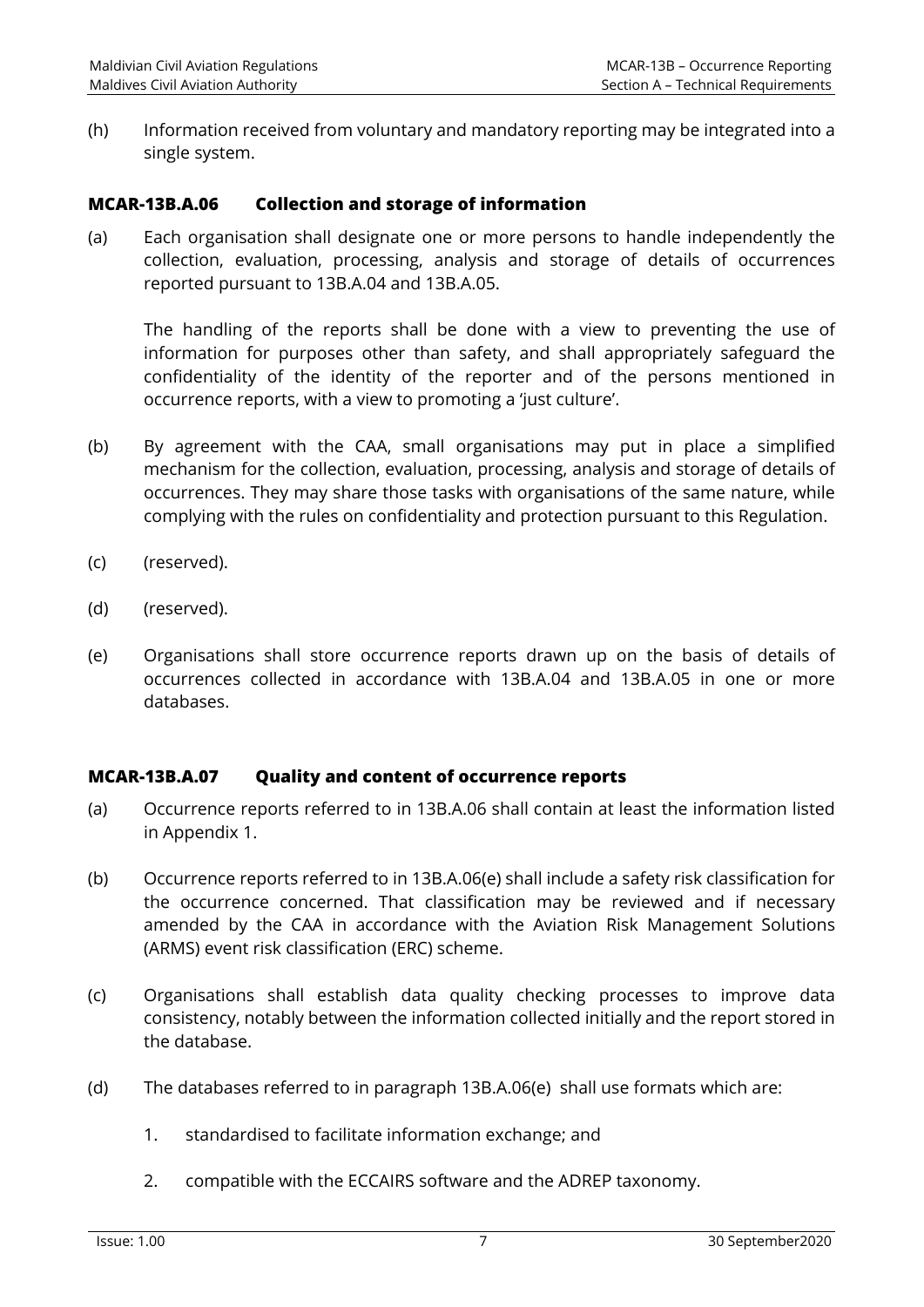(h) Information received from voluntary and mandatory reporting may be integrated into a single system.

### MCAR-13B.A.06 Collection and storage of information

(a) Each organisation shall designate one or more persons to handle independently the collection, evaluation, processing, analysis and storage of details of occurrences reported pursuant to 13B.A.04 and 13B.A.05.

The handling of the reports shall be done with a view to preventing the use of information for purposes other than safety, and shall appropriately safeguard the confidentiality of the identity of the reporter and of the persons mentioned in occurrence reports, with a view to promoting a 'just culture'.

(b) By agreement with the CAA, small organisations may put in place a simplified mechanism for the collection, evaluation, processing, analysis and storage of details of occurrences. They may share those tasks with organisations of the same nature, while complying with the rules on confidentiality and protection pursuant to this Regulation.

(c) (reserved).

(d) (reserved).

(e) Organisations shall store occurrence reports drawn up on the basis of details of occurrences collected in accordance with 13B.A.04 and 13B.A.05 in one or more databases.

### MCAR-13B.A.07 Quality and content of occurrence reports

(a) Occurrence reports referred to in 13B.A.06 shall contain at least the information listed in Appendix 1.

(b) Occurrence reports referred to in 13B.A.06(e) shall include a safety risk classification for the occurrence concerned. That classification may be reviewed and if necessary amended by the CAA in accordance with the Aviation Risk Management Solutions (ARMS) event risk classification (ERC) scheme.

(c) Organisations shall establish data quality checking processes to improve data consistency, notably between the information collected initially and the report stored in the database.

(d) The databases referred to in paragraph 13B.A.06(e) shall use formats which are:

1. standardised to facilitate information exchange; and

2. compatible with the ECCAIRS software and the ADREP taxonomy.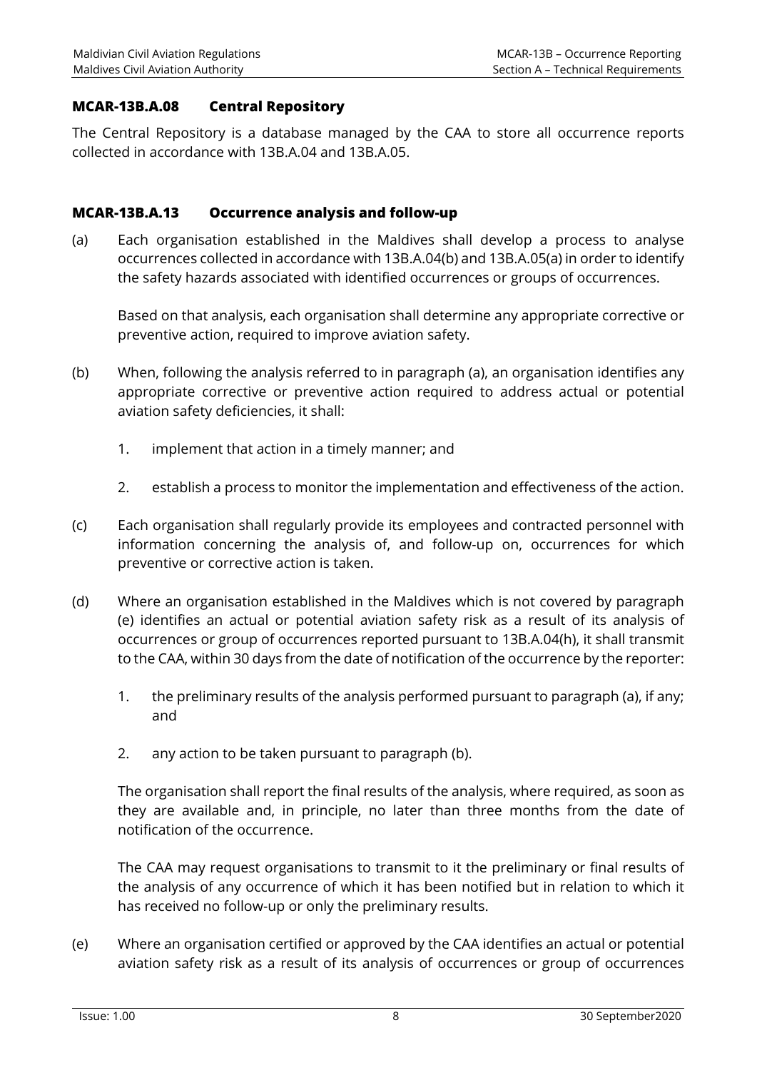### MCAR-13B.A.08 Central Repository

The Central Repository is a database managed by the CAA to store all occurrence reports collected in accordance with 13B.A.04 and 13B.A.05.

### MCAR-13B.A.13 Occurrence analysis and follow-up

(a) Each organisation established in the Maldives shall develop a process to analyse occurrences collected in accordance with 13B.A.04(b) and 13B.A.05(a) in order to identify the safety hazards associated with identified occurrences or groups of occurrences.

Based on that analysis, each organisation shall determine any appropriate corrective or preventive action, required to improve aviation safety.

(b) When, following the analysis referred to in paragraph (a), an organisation identifies any appropriate corrective or preventive action required to address actual or potential aviation safety deficiencies, it shall:

1. implement that action in a timely manner; and
2. establish a process to monitor the implementation and effectiveness of the action.

(c) Each organisation shall regularly provide its employees and contracted personnel with information concerning the analysis of, and follow-up on, occurrences for which preventive or corrective action is taken.

(d) Where an organisation established in the Maldives which is not covered by paragraph (e) identifies an actual or potential aviation safety risk as a result of its analysis of occurrences or group of occurrences reported pursuant to 13B.A.04(h), it shall transmit to the CAA, within 30 days from the date of notification of the occurrence by the reporter:

1. the preliminary results of the analysis performed pursuant to paragraph (a), if any; and
2. any action to be taken pursuant to paragraph (b).

The organisation shall report the final results of the analysis, where required, as soon as they are available and, in principle, no later than three months from the date of notification of the occurrence.

The CAA may request organisations to transmit to it the preliminary or final results of the analysis of any occurrence of which it has been notified but in relation to which it has received no follow-up or only the preliminary results.

(e) Where an organisation certified or approved by the CAA identifies an actual or potential aviation safety risk as a result of its analysis of occurrences or group of occurrences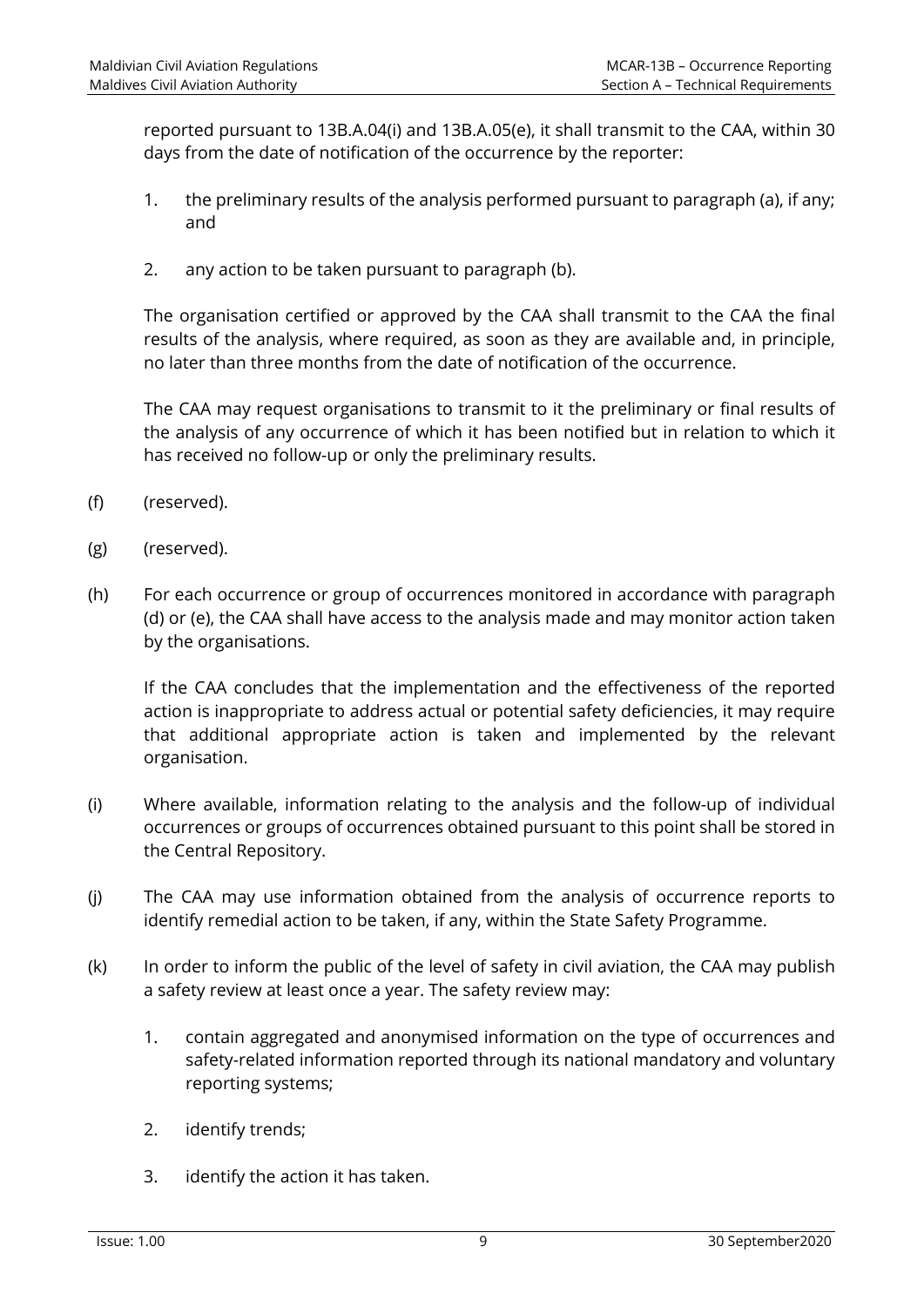reported pursuant to 13B.A.04(i) and 13B.A.05(e), it shall transmit to the CAA, within 30 days from the date of notification of the occurrence by the reporter:

1. the preliminary results of the analysis performed pursuant to paragraph (a), if any; and

2. any action to be taken pursuant to paragraph (b).

The organisation certified or approved by the CAA shall transmit to the CAA the final results of the analysis, where required, as soon as they are available and, in principle, no later than three months from the date of notification of the occurrence.

The CAA may request organisations to transmit to it the preliminary or final results of the analysis of any occurrence of which it has been notified but in relation to which it has received no follow-up or only the preliminary results.

(f) (reserved).

(g) (reserved).

(h) For each occurrence or group of occurrences monitored in accordance with paragraph (d) or (e), the CAA shall have access to the analysis made and may monitor action taken by the organisations.

If the CAA concludes that the implementation and the effectiveness of the reported action is inappropriate to address actual or potential safety deficiencies, it may require that additional appropriate action is taken and implemented by the relevant organisation.

(i) Where available, information relating to the analysis and the follow-up of individual occurrences or groups of occurrences obtained pursuant to this point shall be stored in the Central Repository.

(j) The CAA may use information obtained from the analysis of occurrence reports to identify remedial action to be taken, if any, within the State Safety Programme.

(k) In order to inform the public of the level of safety in civil aviation, the CAA may publish a safety review at least once a year. The safety review may:

1. contain aggregated and anonymised information on the type of occurrences and safety-related information reported through its national mandatory and voluntary reporting systems;

2. identify trends;

3. identify the action it has taken.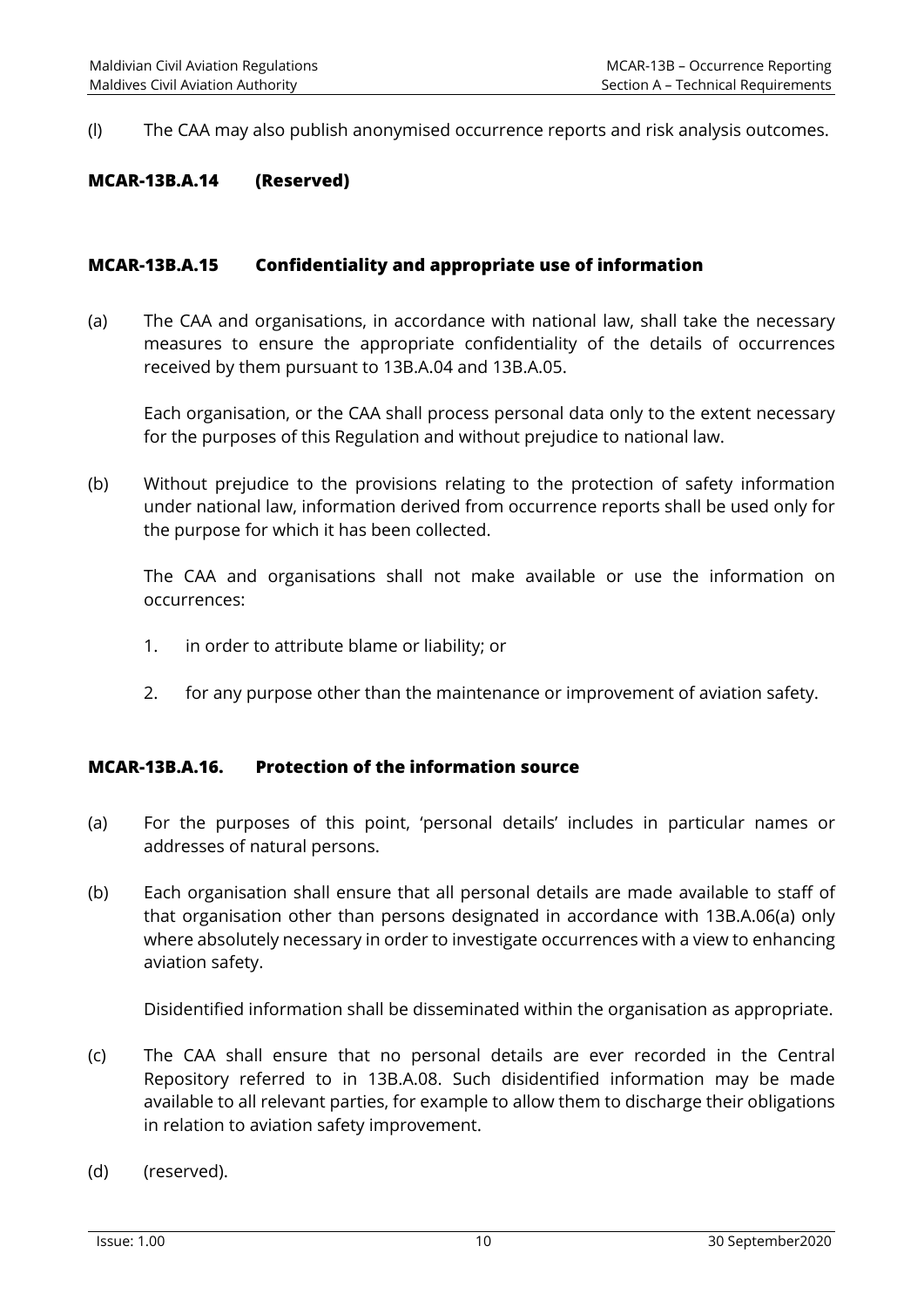(l) The CAA may also publish anonymised occurrence reports and risk analysis outcomes.

### MCAR-13B.A.14 (Reserved)

### MCAR-13B.A.15 Confidentiality and appropriate use of information

(a) The CAA and organisations, in accordance with national law, shall take the necessary measures to ensure the appropriate confidentiality of the details of occurrences received by them pursuant to 13B.A.04 and 13B.A.05.

Each organisation, or the CAA shall process personal data only to the extent necessary for the purposes of this Regulation and without prejudice to national law.

(b) Without prejudice to the provisions relating to the protection of safety information under national law, information derived from occurrence reports shall be used only for the purpose for which it has been collected.

The CAA and organisations shall not make available or use the information on occurrences:

1. in order to attribute blame or liability; or
2. for any purpose other than the maintenance or improvement of aviation safety.

### MCAR-13B.A.16. Protection of the information source

(a) For the purposes of this point, 'personal details' includes in particular names or addresses of natural persons.

(b) Each organisation shall ensure that all personal details are made available to staff of that organisation other than persons designated in accordance with 13B.A.06(a) only where absolutely necessary in order to investigate occurrences with a view to enhancing aviation safety.

Disidentified information shall be disseminated within the organisation as appropriate.

(c) The CAA shall ensure that no personal details are ever recorded in the Central Repository referred to in 13B.A.08. Such disidentified information may be made available to all relevant parties, for example to allow them to discharge their obligations in relation to aviation safety improvement.

(d) (reserved).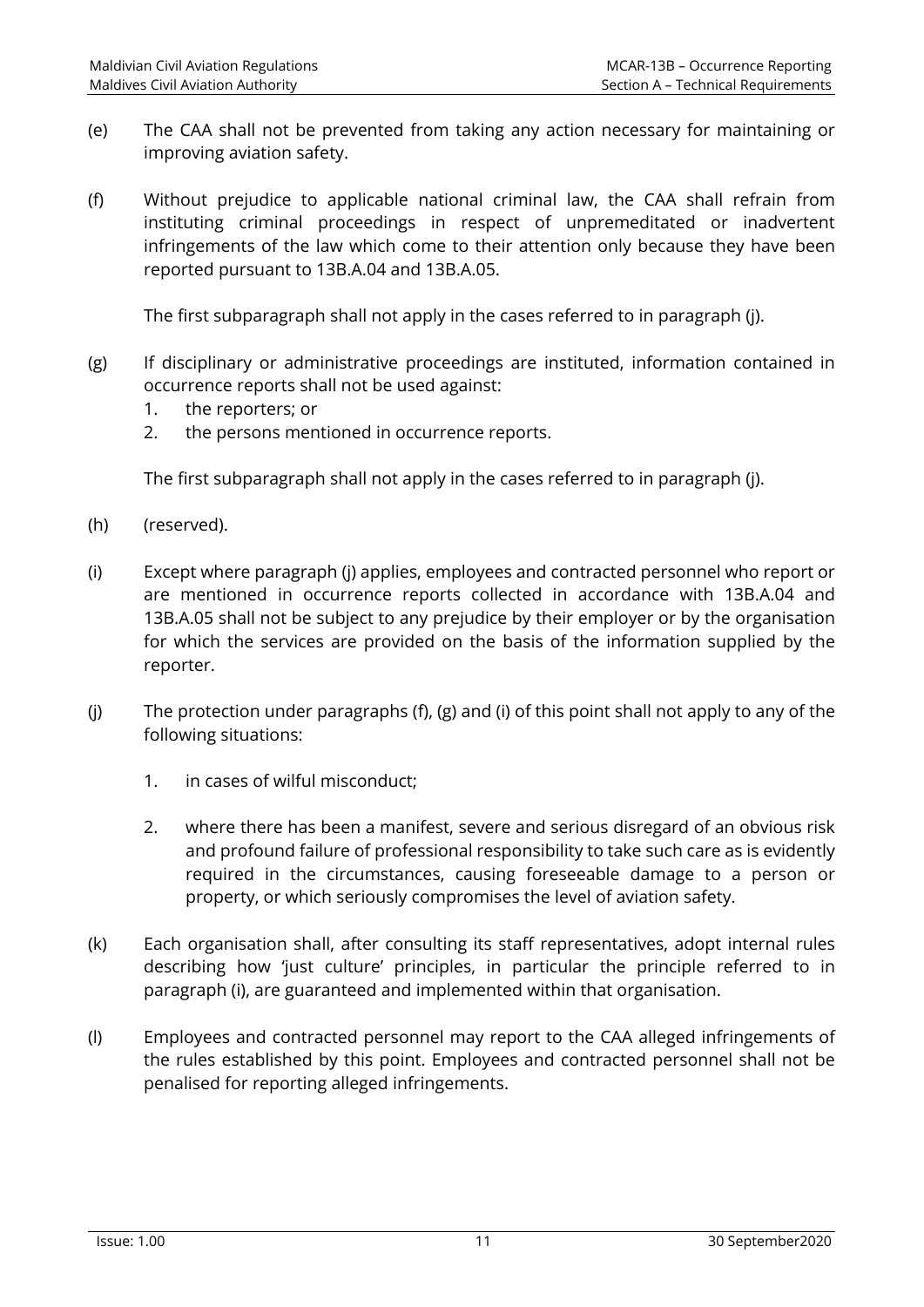(e) The CAA shall not be prevented from taking any action necessary for maintaining or improving aviation safety.

(f) Without prejudice to applicable national criminal law, the CAA shall refrain from instituting criminal proceedings in respect of unpremeditated or inadvertent infringements of the law which come to their attention only because they have been reported pursuant to 13B.A.04 and 13B.A.05.

The first subparagraph shall not apply in the cases referred to in paragraph (j).

(g) If disciplinary or administrative proceedings are instituted, information contained in occurrence reports shall not be used against:

1. the reporters; or
2. the persons mentioned in occurrence reports.

The first subparagraph shall not apply in the cases referred to in paragraph (j).

(h) (reserved).

(i) Except where paragraph (j) applies, employees and contracted personnel who report or are mentioned in occurrence reports collected in accordance with 13B.A.04 and 13B.A.05 shall not be subject to any prejudice by their employer or by the organisation for which the services are provided on the basis of the information supplied by the reporter.

(j) The protection under paragraphs (f), (g) and (i) of this point shall not apply to any of the following situations:

1. in cases of wilful misconduct;

2. where there has been a manifest, severe and serious disregard of an obvious risk and profound failure of professional responsibility to take such care as is evidently required in the circumstances, causing foreseeable damage to a person or property, or which seriously compromises the level of aviation safety.

(k) Each organisation shall, after consulting its staff representatives, adopt internal rules describing how 'just culture' principles, in particular the principle referred to in paragraph (i), are guaranteed and implemented within that organisation.

(l) Employees and contracted personnel may report to the CAA alleged infringements of the rules established by this point. Employees and contracted personnel shall not be penalised for reporting alleged infringements.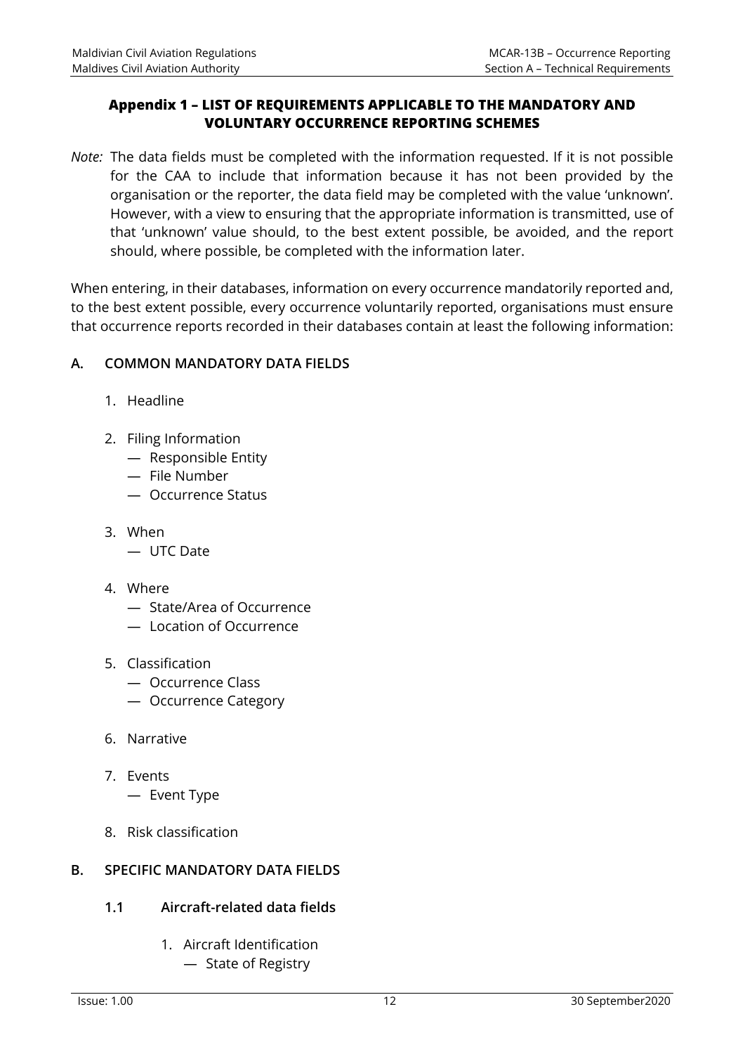## Appendix 1 – LIST OF REQUIREMENTS APPLICABLE TO THE MANDATORY AND VOLUNTARY OCCURRENCE REPORTING SCHEMES

*Note:* The data fields must be completed with the information requested. If it is not possible for the CAA to include that information because it has not been provided by the organisation or the reporter, the data field may be completed with the value 'unknown'. However, with a view to ensuring that the appropriate information is transmitted, use of that 'unknown' value should, to the best extent possible, be avoided, and the report should, where possible, be completed with the information later.

When entering, in their databases, information on every occurrence mandatorily reported and, to the best extent possible, every occurrence voluntarily reported, organisations must ensure that occurrence reports recorded in their databases contain at least the following information:

### A. COMMON MANDATORY DATA FIELDS

1. Headline

2. Filing Information
   — Responsible Entity
   — File Number
   — Occurrence Status

3. When
   — UTC Date

4. Where
   — State/Area of Occurrence
   — Location of Occurrence

5. Classification
   — Occurrence Class
   — Occurrence Category

6. Narrative

7. Events
   — Event Type

8. Risk classification

### B. SPECIFIC MANDATORY DATA FIELDS

#### 1.1 Aircraft-related data fields

1. Aircraft Identification
   — State of Registry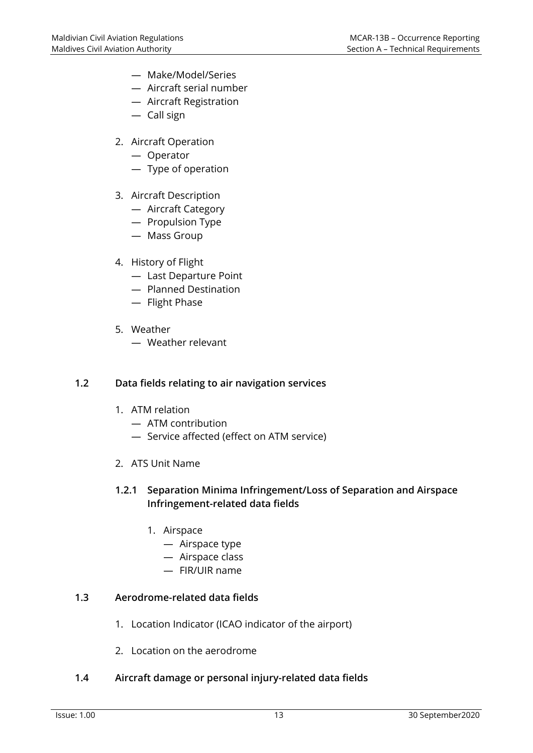- — Make/Model/Series
- — Aircraft serial number
- — Aircraft Registration
- — Call sign

2. Aircraft Operation
   - — Operator
   - — Type of operation

3. Aircraft Description
   - — Aircraft Category
   - — Propulsion Type
   - — Mass Group

4. History of Flight
   - — Last Departure Point
   - — Planned Destination
   - — Flight Phase

5. Weather
   - — Weather relevant

### 1.2 Data fields relating to air navigation services

1. ATM relation
   - — ATM contribution
   - — Service affected (effect on ATM service)

2. ATS Unit Name

#### 1.2.1 Separation Minima Infringement/Loss of Separation and Airspace Infringement-related data fields

1. Airspace
   - — Airspace type
   - — Airspace class
   - — FIR/UIR name

### 1.3 Aerodrome-related data fields

1. Location Indicator (ICAO indicator of the airport)

2. Location on the aerodrome

### 1.4 Aircraft damage or personal injury-related data fields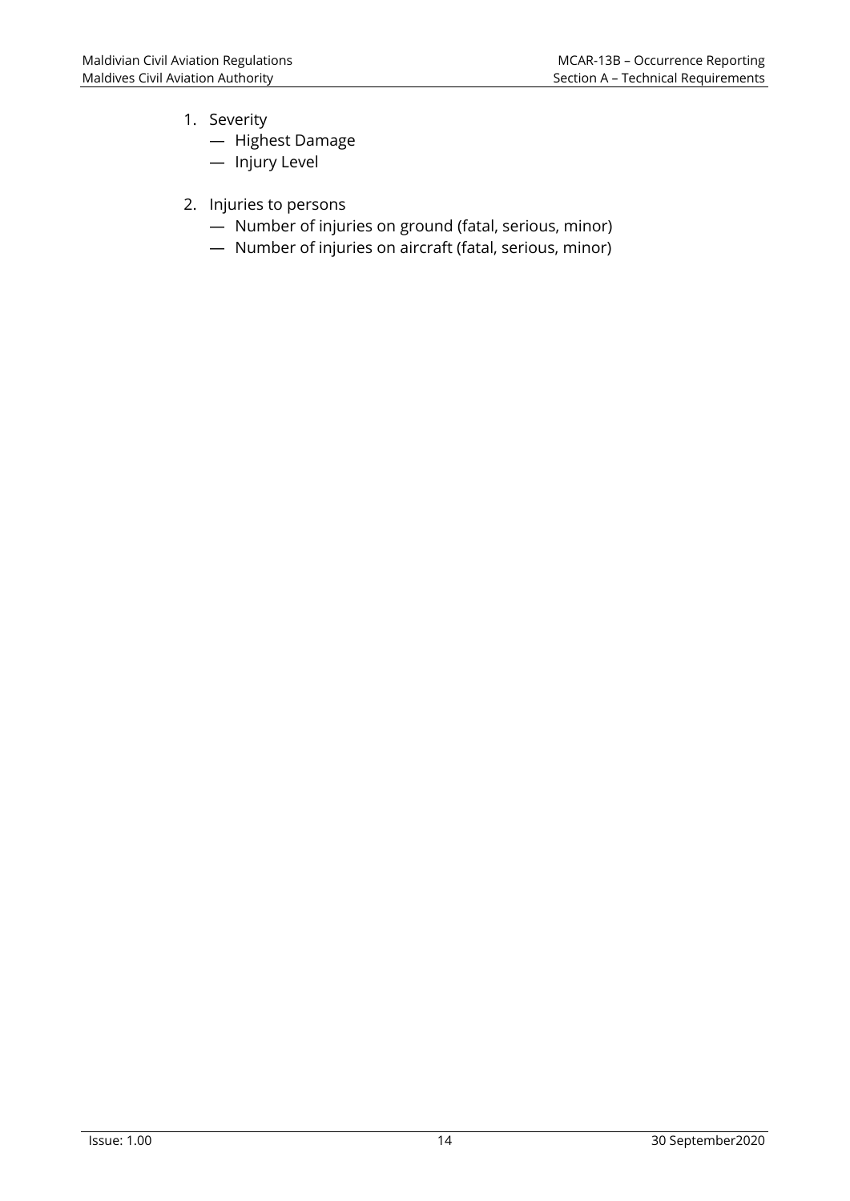1. Severity
   — Highest Damage
   — Injury Level

2. Injuries to persons
   — Number of injuries on ground (fatal, serious, minor)
   — Number of injuries on aircraft (fatal, serious, minor)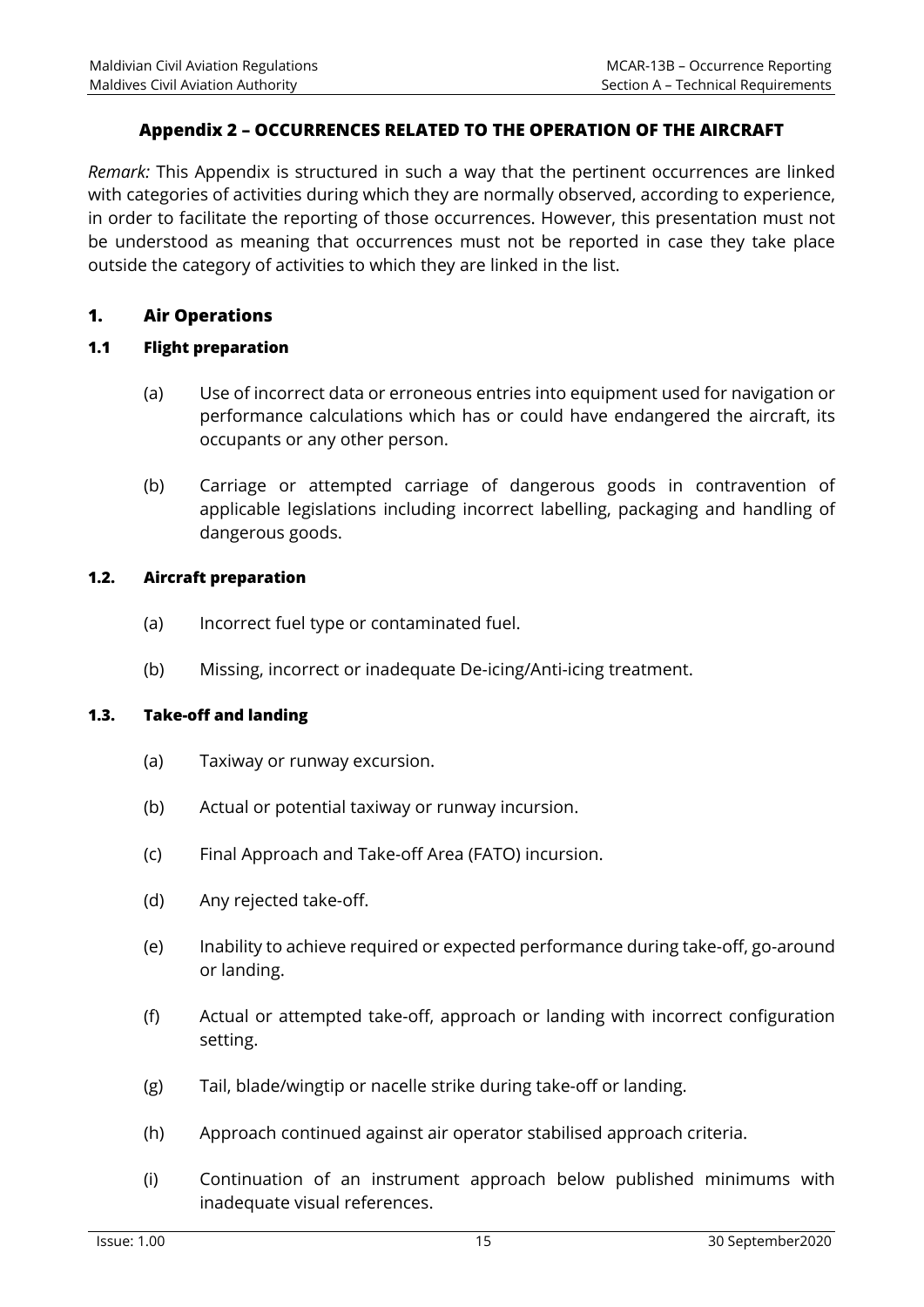## Appendix 2 – OCCURRENCES RELATED TO THE OPERATION OF THE AIRCRAFT

*Remark:* This Appendix is structured in such a way that the pertinent occurrences are linked with categories of activities during which they are normally observed, according to experience, in order to facilitate the reporting of those occurrences. However, this presentation must not be understood as meaning that occurrences must not be reported in case they take place outside the category of activities to which they are linked in the list.

### 1. Air Operations

#### 1.1 Flight preparation

(a) Use of incorrect data or erroneous entries into equipment used for navigation or performance calculations which has or could have endangered the aircraft, its occupants or any other person.

(b) Carriage or attempted carriage of dangerous goods in contravention of applicable legislations including incorrect labelling, packaging and handling of dangerous goods.

#### 1.2. Aircraft preparation

(a) Incorrect fuel type or contaminated fuel.

(b) Missing, incorrect or inadequate De-icing/Anti-icing treatment.

#### 1.3. Take-off and landing

(a) Taxiway or runway excursion.

(b) Actual or potential taxiway or runway incursion.

(c) Final Approach and Take-off Area (FATO) incursion.

(d) Any rejected take-off.

(e) Inability to achieve required or expected performance during take-off, go-around or landing.

(f) Actual or attempted take-off, approach or landing with incorrect configuration setting.

(g) Tail, blade/wingtip or nacelle strike during take-off or landing.

(h) Approach continued against air operator stabilised approach criteria.

(i) Continuation of an instrument approach below published minimums with inadequate visual references.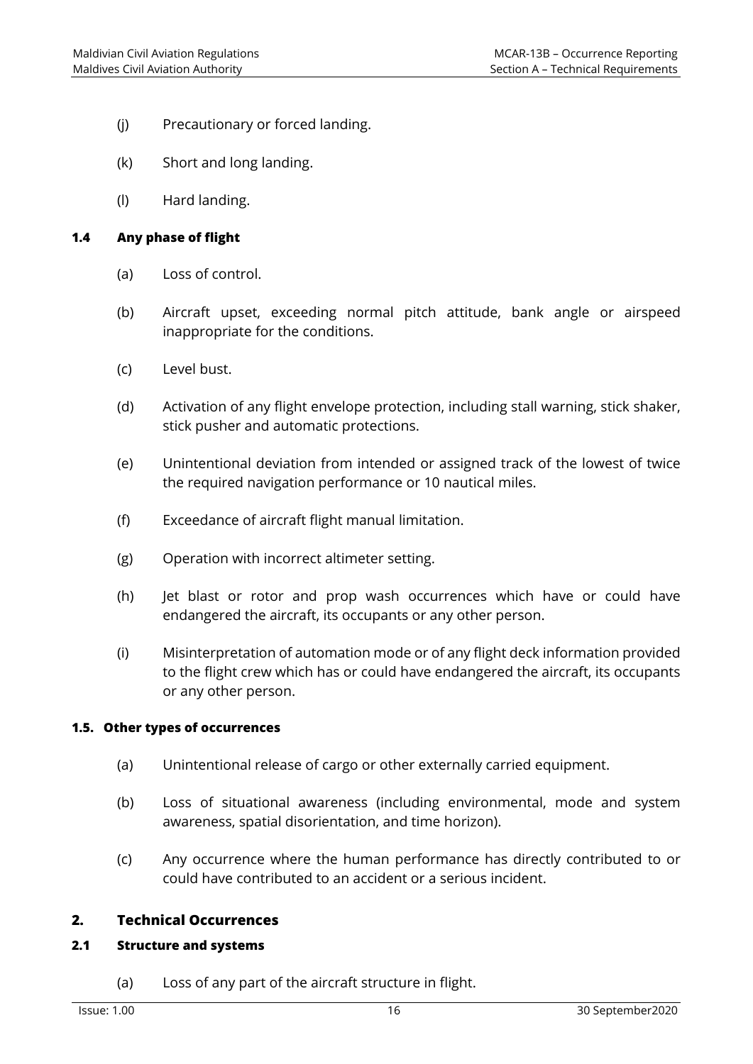(j) Precautionary or forced landing.

(k) Short and long landing.

(l) Hard landing.

### 1.4 Any phase of flight

(a) Loss of control.

(b) Aircraft upset, exceeding normal pitch attitude, bank angle or airspeed inappropriate for the conditions.

(c) Level bust.

(d) Activation of any flight envelope protection, including stall warning, stick shaker, stick pusher and automatic protections.

(e) Unintentional deviation from intended or assigned track of the lowest of twice the required navigation performance or 10 nautical miles.

(f) Exceedance of aircraft flight manual limitation.

(g) Operation with incorrect altimeter setting.

(h) Jet blast or rotor and prop wash occurrences which have or could have endangered the aircraft, its occupants or any other person.

(i) Misinterpretation of automation mode or of any flight deck information provided to the flight crew which has or could have endangered the aircraft, its occupants or any other person.

### 1.5. Other types of occurrences

(a) Unintentional release of cargo or other externally carried equipment.

(b) Loss of situational awareness (including environmental, mode and system awareness, spatial disorientation, and time horizon).

(c) Any occurrence where the human performance has directly contributed to or could have contributed to an accident or a serious incident.

## 2. Technical Occurrences

### 2.1 Structure and systems

(a) Loss of any part of the aircraft structure in flight.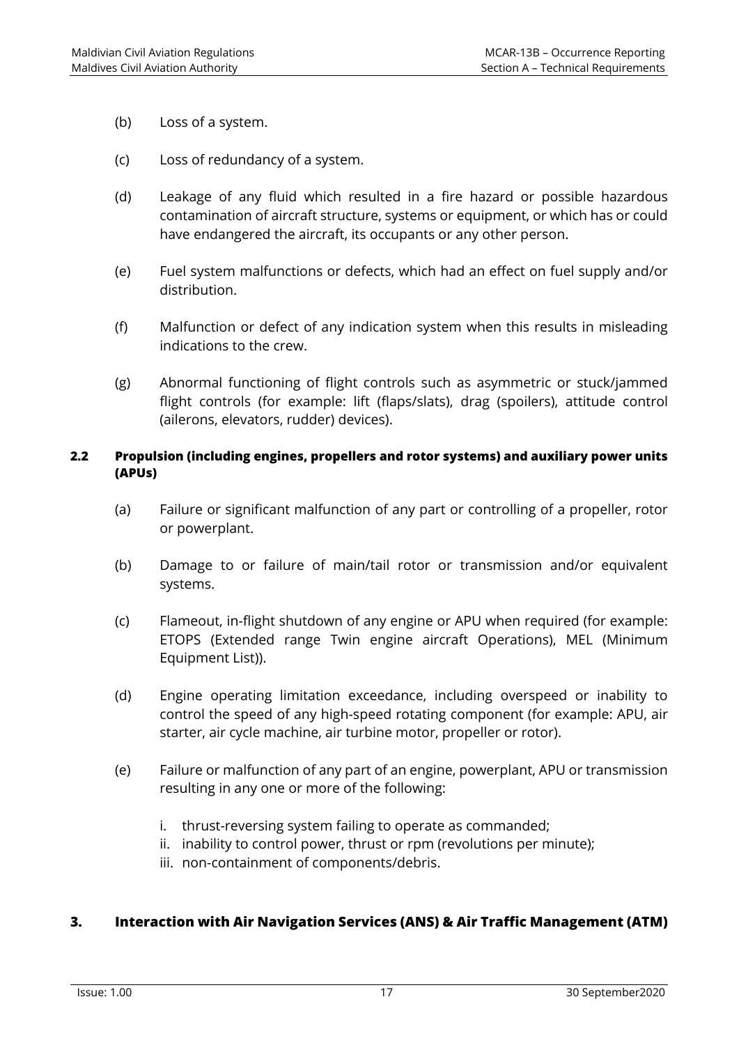(b) Loss of a system.

(c) Loss of redundancy of a system.

(d) Leakage of any fluid which resulted in a fire hazard or possible hazardous contamination of aircraft structure, systems or equipment, or which has or could have endangered the aircraft, its occupants or any other person.

(e) Fuel system malfunctions or defects, which had an effect on fuel supply and/or distribution.

(f) Malfunction or defect of any indication system when this results in misleading indications to the crew.

(g) Abnormal functioning of flight controls such as asymmetric or stuck/jammed flight controls (for example: lift (flaps/slats), drag (spoilers), attitude control (ailerons, elevators, rudder) devices).

### 2.2 Propulsion (including engines, propellers and rotor systems) and auxiliary power units (APUs)

(a) Failure or significant malfunction of any part or controlling of a propeller, rotor or powerplant.

(b) Damage to or failure of main/tail rotor or transmission and/or equivalent systems.

(c) Flameout, in-flight shutdown of any engine or APU when required (for example: ETOPS (Extended range Twin engine aircraft Operations), MEL (Minimum Equipment List)).

(d) Engine operating limitation exceedance, including overspeed or inability to control the speed of any high-speed rotating component (for example: APU, air starter, air cycle machine, air turbine motor, propeller or rotor).

(e) Failure or malfunction of any part of an engine, powerplant, APU or transmission resulting in any one or more of the following:

i. thrust-reversing system failing to operate as commanded;
ii. inability to control power, thrust or rpm (revolutions per minute);
iii. non-containment of components/debris.

## 3. Interaction with Air Navigation Services (ANS) & Air Traffic Management (ATM)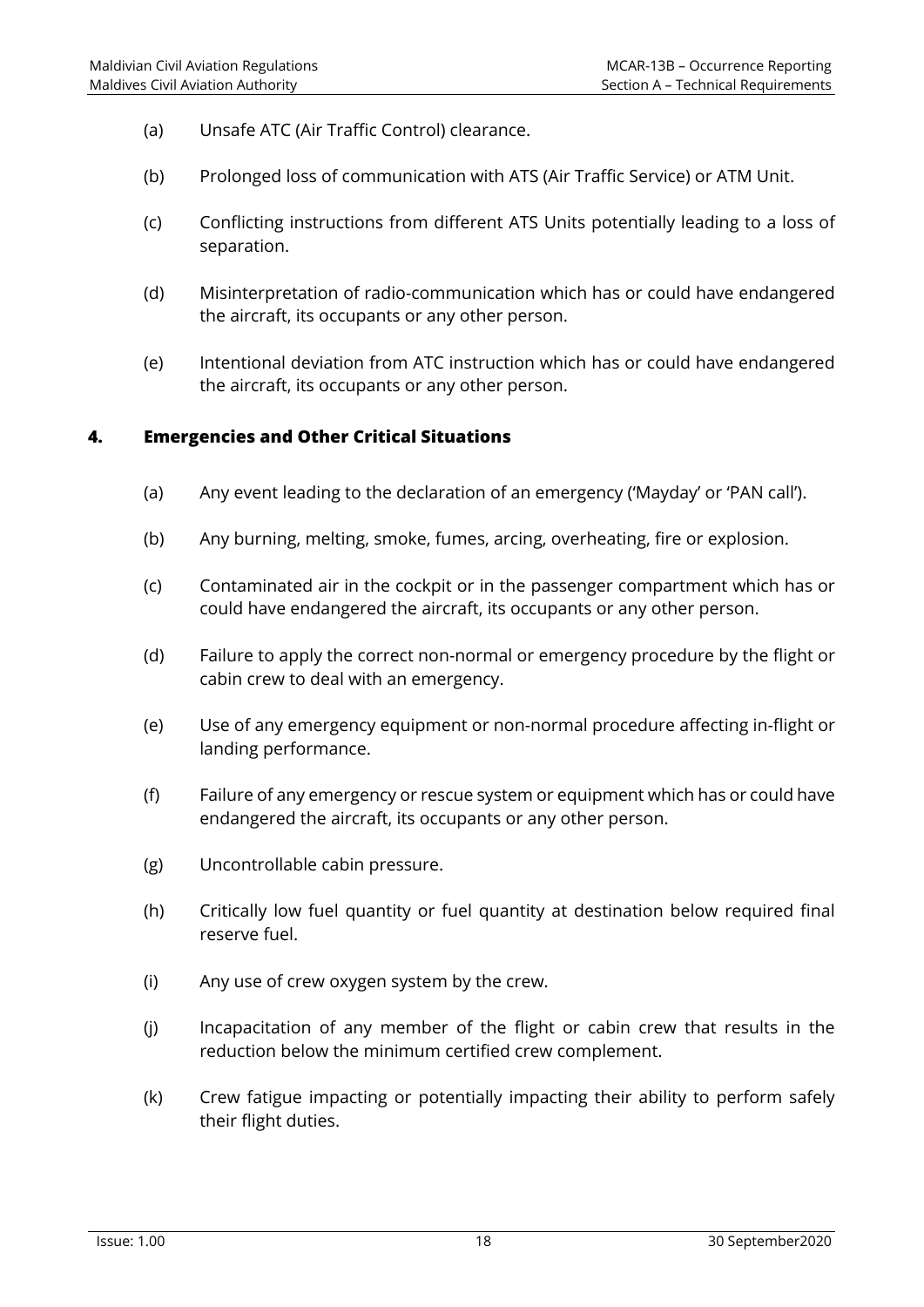(a) Unsafe ATC (Air Traffic Control) clearance.

(b) Prolonged loss of communication with ATS (Air Traffic Service) or ATM Unit.

(c) Conflicting instructions from different ATS Units potentially leading to a loss of separation.

(d) Misinterpretation of radio-communication which has or could have endangered the aircraft, its occupants or any other person.

(e) Intentional deviation from ATC instruction which has or could have endangered the aircraft, its occupants or any other person.

## 4. Emergencies and Other Critical Situations

(a) Any event leading to the declaration of an emergency ('Mayday' or 'PAN call').

(b) Any burning, melting, smoke, fumes, arcing, overheating, fire or explosion.

(c) Contaminated air in the cockpit or in the passenger compartment which has or could have endangered the aircraft, its occupants or any other person.

(d) Failure to apply the correct non-normal or emergency procedure by the flight or cabin crew to deal with an emergency.

(e) Use of any emergency equipment or non-normal procedure affecting in-flight or landing performance.

(f) Failure of any emergency or rescue system or equipment which has or could have endangered the aircraft, its occupants or any other person.

(g) Uncontrollable cabin pressure.

(h) Critically low fuel quantity or fuel quantity at destination below required final reserve fuel.

(i) Any use of crew oxygen system by the crew.

(j) Incapacitation of any member of the flight or cabin crew that results in the reduction below the minimum certified crew complement.

(k) Crew fatigue impacting or potentially impacting their ability to perform safely their flight duties.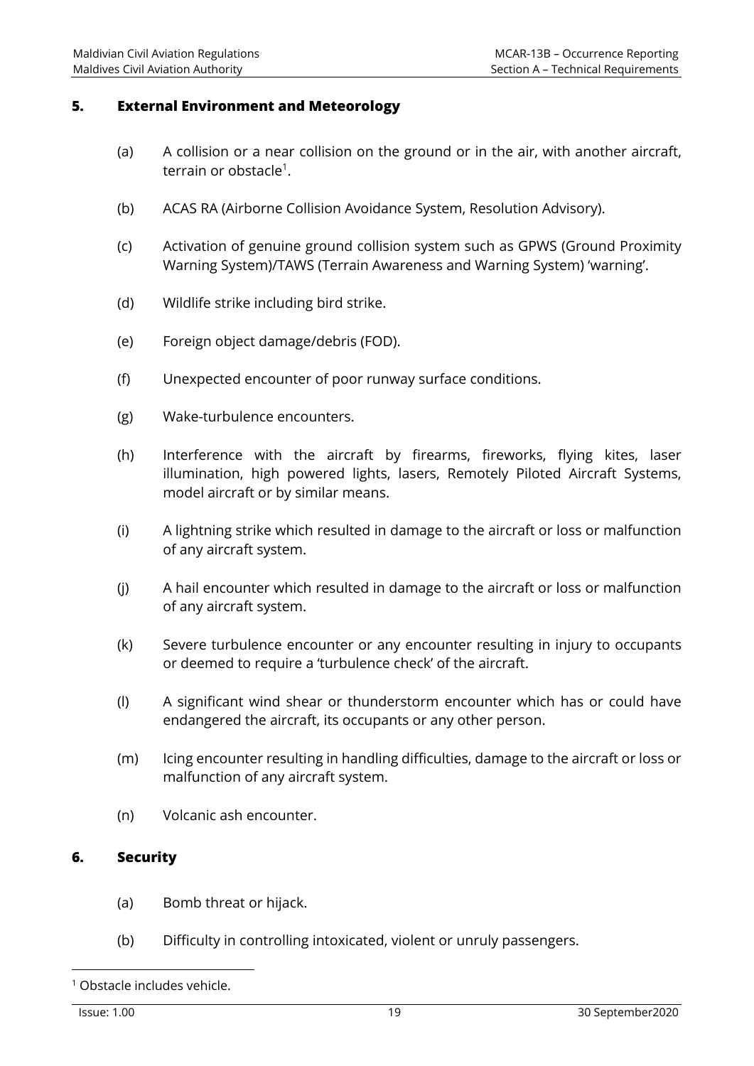## 5. External Environment and Meteorology

(a) A collision or a near collision on the ground or in the air, with another aircraft, terrain or obstacle[1].

(b) ACAS RA (Airborne Collision Avoidance System, Resolution Advisory).

(c) Activation of genuine ground collision system such as GPWS (Ground Proximity Warning System)/TAWS (Terrain Awareness and Warning System) 'warning'.

(d) Wildlife strike including bird strike.

(e) Foreign object damage/debris (FOD).

(f) Unexpected encounter of poor runway surface conditions.

(g) Wake-turbulence encounters.

(h) Interference with the aircraft by firearms, fireworks, flying kites, laser illumination, high powered lights, lasers, Remotely Piloted Aircraft Systems, model aircraft or by similar means.

(i) A lightning strike which resulted in damage to the aircraft or loss or malfunction of any aircraft system.

(j) A hail encounter which resulted in damage to the aircraft or loss or malfunction of any aircraft system.

(k) Severe turbulence encounter or any encounter resulting in injury to occupants or deemed to require a 'turbulence check' of the aircraft.

(l) A significant wind shear or thunderstorm encounter which has or could have endangered the aircraft, its occupants or any other person.

(m) Icing encounter resulting in handling difficulties, damage to the aircraft or loss or malfunction of any aircraft system.

(n) Volcanic ash encounter.

## 6. Security

(a) Bomb threat or hijack.

(b) Difficulty in controlling intoxicated, violent or unruly passengers.

[1] Obstacle includes vehicle.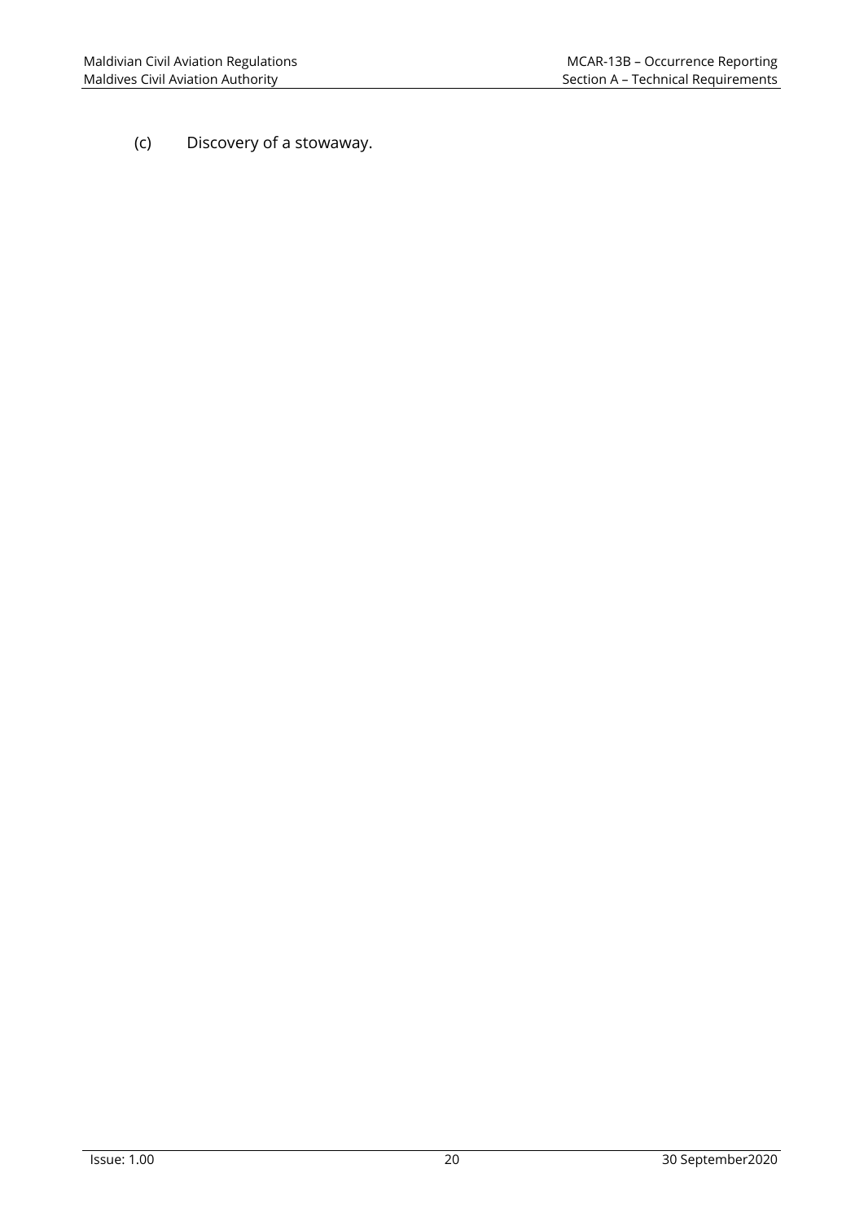(c) Discovery of a stowaway.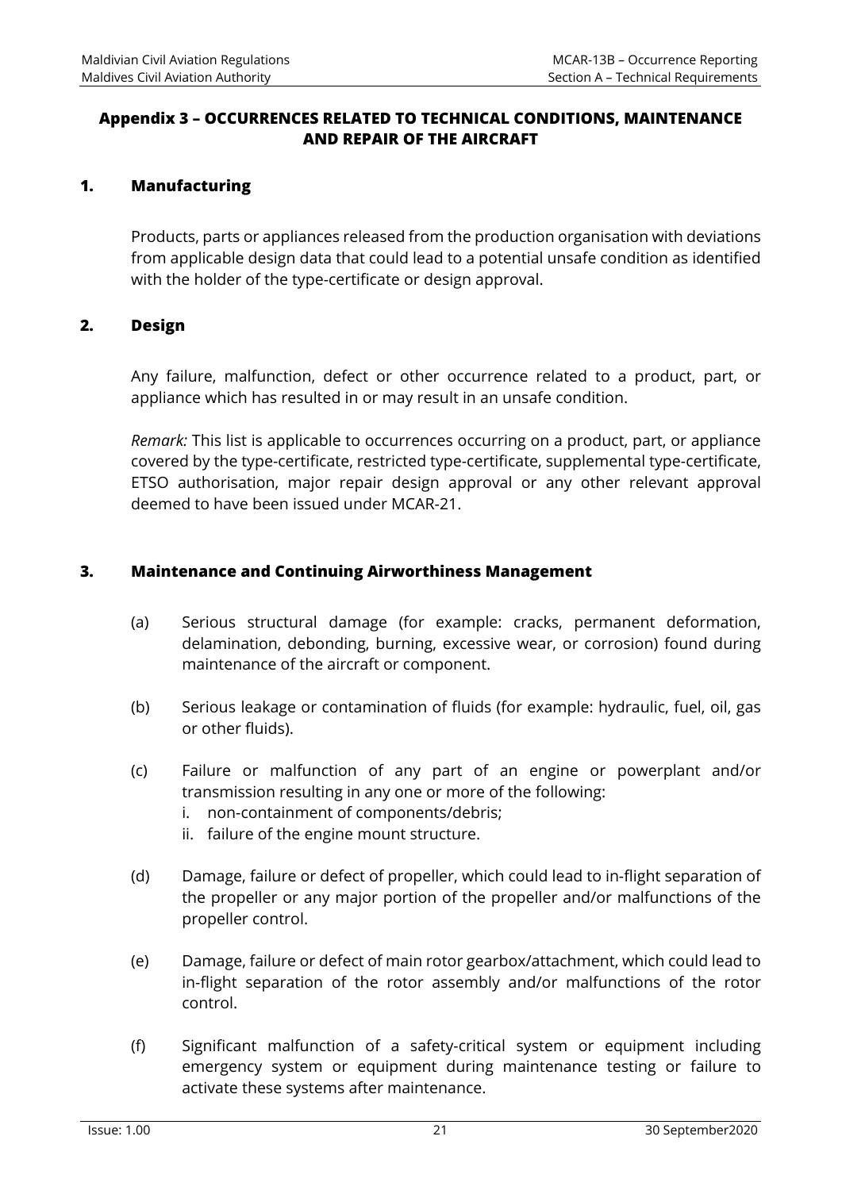## Appendix 3 – OCCURRENCES RELATED TO TECHNICAL CONDITIONS, MAINTENANCE AND REPAIR OF THE AIRCRAFT

### 1. Manufacturing

Products, parts or appliances released from the production organisation with deviations from applicable design data that could lead to a potential unsafe condition as identified with the holder of the type-certificate or design approval.

### 2. Design

Any failure, malfunction, defect or other occurrence related to a product, part, or appliance which has resulted in or may result in an unsafe condition.

*Remark:* This list is applicable to occurrences occurring on a product, part, or appliance covered by the type-certificate, restricted type-certificate, supplemental type-certificate, ETSO authorisation, major repair design approval or any other relevant approval deemed to have been issued under MCAR-21.

### 3. Maintenance and Continuing Airworthiness Management

(a) Serious structural damage (for example: cracks, permanent deformation, delamination, debonding, burning, excessive wear, or corrosion) found during maintenance of the aircraft or component.

(b) Serious leakage or contamination of fluids (for example: hydraulic, fuel, oil, gas or other fluids).

(c) Failure or malfunction of any part of an engine or powerplant and/or transmission resulting in any one or more of the following:
  i. non-containment of components/debris;
  ii. failure of the engine mount structure.

(d) Damage, failure or defect of propeller, which could lead to in-flight separation of the propeller or any major portion of the propeller and/or malfunctions of the propeller control.

(e) Damage, failure or defect of main rotor gearbox/attachment, which could lead to in-flight separation of the rotor assembly and/or malfunctions of the rotor control.

(f) Significant malfunction of a safety-critical system or equipment including emergency system or equipment during maintenance testing or failure to activate these systems after maintenance.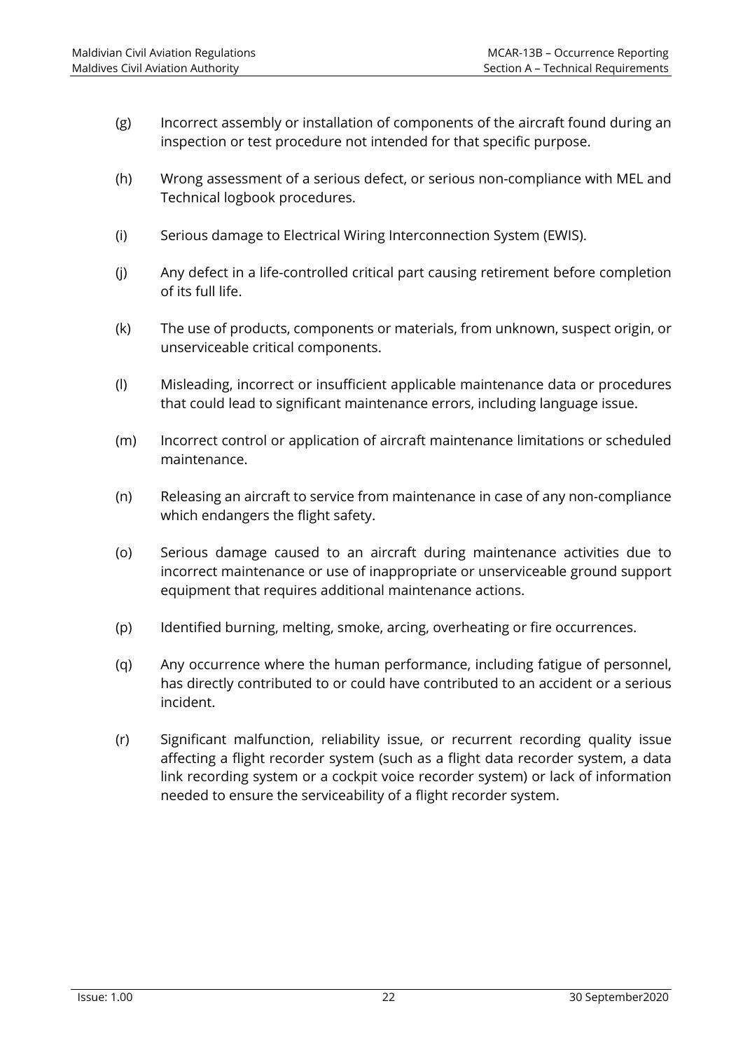(g) Incorrect assembly or installation of components of the aircraft found during an inspection or test procedure not intended for that specific purpose.

(h) Wrong assessment of a serious defect, or serious non-compliance with MEL and Technical logbook procedures.

(i) Serious damage to Electrical Wiring Interconnection System (EWIS).

(j) Any defect in a life-controlled critical part causing retirement before completion of its full life.

(k) The use of products, components or materials, from unknown, suspect origin, or unserviceable critical components.

(l) Misleading, incorrect or insufficient applicable maintenance data or procedures that could lead to significant maintenance errors, including language issue.

(m) Incorrect control or application of aircraft maintenance limitations or scheduled maintenance.

(n) Releasing an aircraft to service from maintenance in case of any non-compliance which endangers the flight safety.

(o) Serious damage caused to an aircraft during maintenance activities due to incorrect maintenance or use of inappropriate or unserviceable ground support equipment that requires additional maintenance actions.

(p) Identified burning, melting, smoke, arcing, overheating or fire occurrences.

(q) Any occurrence where the human performance, including fatigue of personnel, has directly contributed to or could have contributed to an accident or a serious incident.

(r) Significant malfunction, reliability issue, or recurrent recording quality issue affecting a flight recorder system (such as a flight data recorder system, a data link recording system or a cockpit voice recorder system) or lack of information needed to ensure the serviceability of a flight recorder system.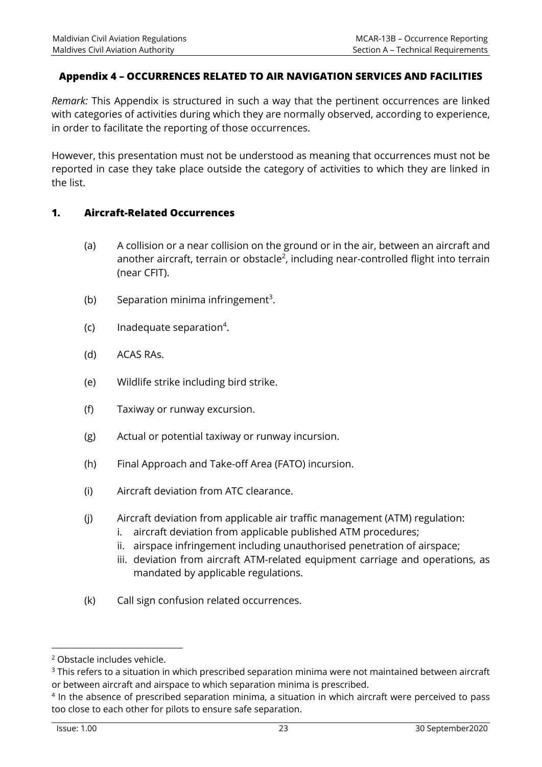## Appendix 4 – OCCURRENCES RELATED TO AIR NAVIGATION SERVICES AND FACILITIES

*Remark:* This Appendix is structured in such a way that the pertinent occurrences are linked with categories of activities during which they are normally observed, according to experience, in order to facilitate the reporting of those occurrences.

However, this presentation must not be understood as meaning that occurrences must not be reported in case they take place outside the category of activities to which they are linked in the list.

### 1. Aircraft-Related Occurrences

(a) A collision or a near collision on the ground or in the air, between an aircraft and another aircraft, terrain or obstacle[2], including near-controlled flight into terrain (near CFIT).

(b) Separation minima infringement[3].

(c) Inadequate separation[4].

(d) ACAS RAs.

(e) Wildlife strike including bird strike.

(f) Taxiway or runway excursion.

(g) Actual or potential taxiway or runway incursion.

(h) Final Approach and Take-off Area (FATO) incursion.

(i) Aircraft deviation from ATC clearance.

(j) Aircraft deviation from applicable air traffic management (ATM) regulation:
   i. aircraft deviation from applicable published ATM procedures;
   ii. airspace infringement including unauthorised penetration of airspace;
   iii. deviation from aircraft ATM-related equipment carriage and operations, as mandated by applicable regulations.

(k) Call sign confusion related occurrences.

---

[2] Obstacle includes vehicle.

[3] This refers to a situation in which prescribed separation minima were not maintained between aircraft or between aircraft and airspace to which separation minima is prescribed.

[4] In the absence of prescribed separation minima, a situation in which aircraft were perceived to pass too close to each other for pilots to ensure safe separation.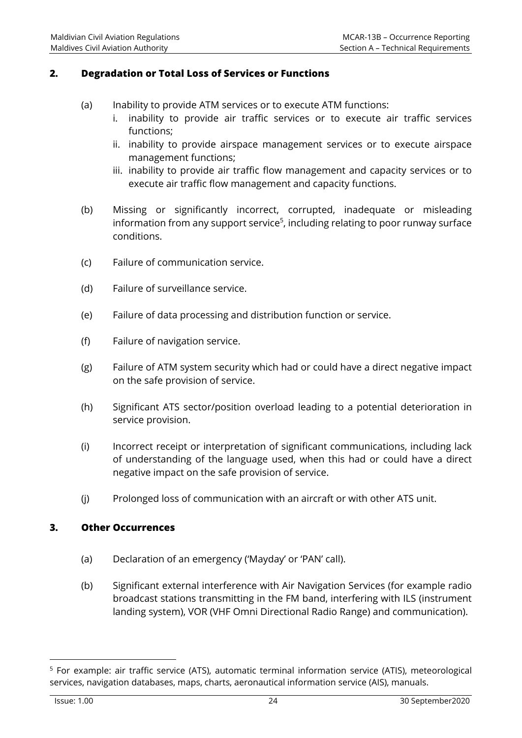## 2. Degradation or Total Loss of Services or Functions

(a) Inability to provide ATM services or to execute ATM functions:

i. inability to provide air traffic services or to execute air traffic services functions;
ii. inability to provide airspace management services or to execute airspace management functions;
iii. inability to provide air traffic flow management and capacity services or to execute air traffic flow management and capacity functions.

(b) Missing or significantly incorrect, corrupted, inadequate or misleading information from any support service[5], including relating to poor runway surface conditions.

(c) Failure of communication service.

(d) Failure of surveillance service.

(e) Failure of data processing and distribution function or service.

(f) Failure of navigation service.

(g) Failure of ATM system security which had or could have a direct negative impact on the safe provision of service.

(h) Significant ATS sector/position overload leading to a potential deterioration in service provision.

(i) Incorrect receipt or interpretation of significant communications, including lack of understanding of the language used, when this had or could have a direct negative impact on the safe provision of service.

(j) Prolonged loss of communication with an aircraft or with other ATS unit.

## 3. Other Occurrences

(a) Declaration of an emergency ('Mayday' or 'PAN' call).

(b) Significant external interference with Air Navigation Services (for example radio broadcast stations transmitting in the FM band, interfering with ILS (instrument landing system), VOR (VHF Omni Directional Radio Range) and communication).

---

[5] For example: air traffic service (ATS), automatic terminal information service (ATIS), meteorological services, navigation databases, maps, charts, aeronautical information service (AIS), manuals.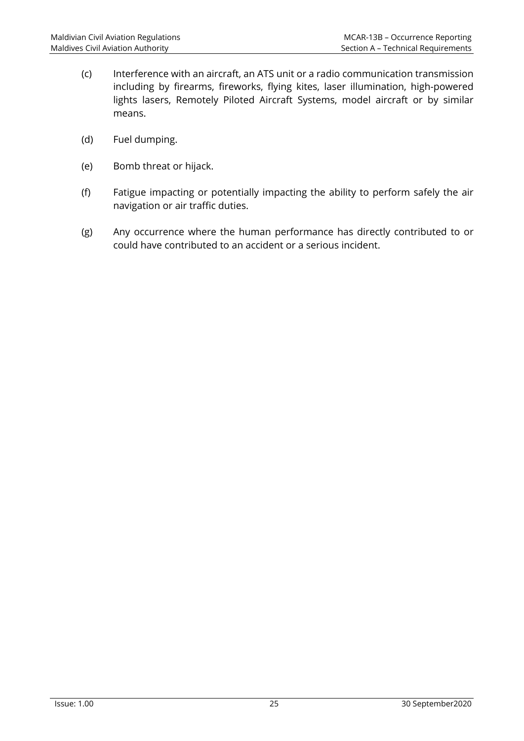(c) Interference with an aircraft, an ATS unit or a radio communication transmission including by firearms, fireworks, flying kites, laser illumination, high-powered lights lasers, Remotely Piloted Aircraft Systems, model aircraft or by similar means.

(d) Fuel dumping.

(e) Bomb threat or hijack.

(f) Fatigue impacting or potentially impacting the ability to perform safely the air navigation or air traffic duties.

(g) Any occurrence where the human performance has directly contributed to or could have contributed to an accident or a serious incident.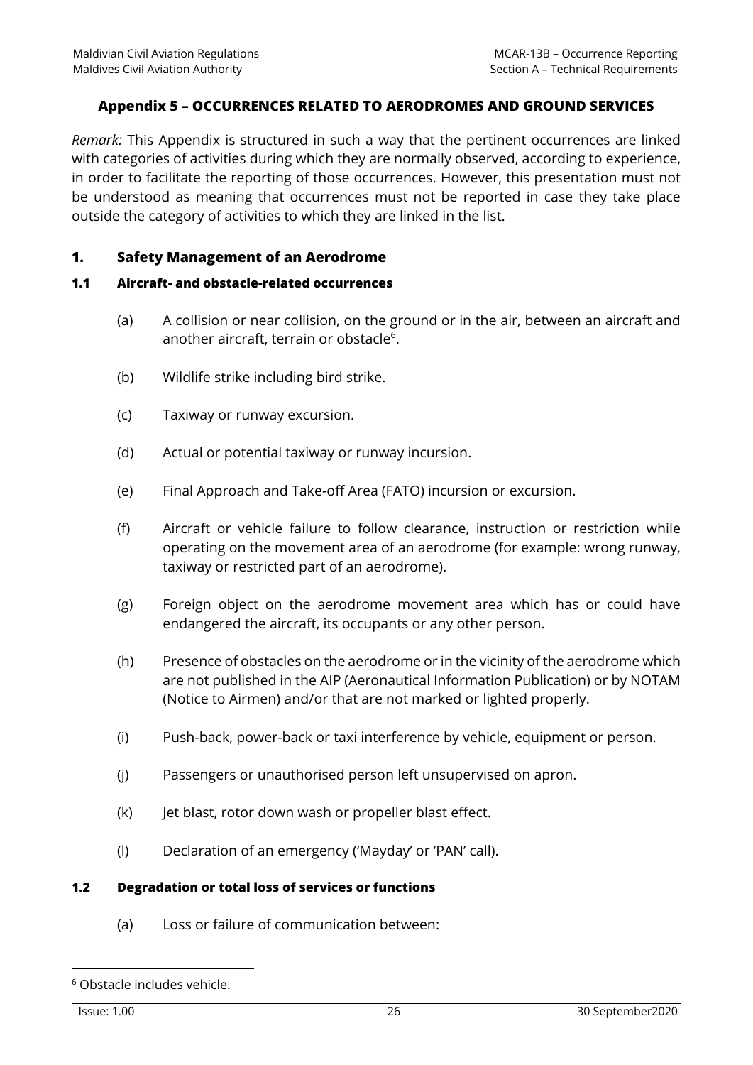## Appendix 5 – OCCURRENCES RELATED TO AERODROMES AND GROUND SERVICES

*Remark:* This Appendix is structured in such a way that the pertinent occurrences are linked with categories of activities during which they are normally observed, according to experience, in order to facilitate the reporting of those occurrences. However, this presentation must not be understood as meaning that occurrences must not be reported in case they take place outside the category of activities to which they are linked in the list.

### 1. Safety Management of an Aerodrome

#### 1.1 Aircraft- and obstacle-related occurrences

(a) A collision or near collision, on the ground or in the air, between an aircraft and another aircraft, terrain or obstacle[6].

(b) Wildlife strike including bird strike.

(c) Taxiway or runway excursion.

(d) Actual or potential taxiway or runway incursion.

(e) Final Approach and Take-off Area (FATO) incursion or excursion.

(f) Aircraft or vehicle failure to follow clearance, instruction or restriction while operating on the movement area of an aerodrome (for example: wrong runway, taxiway or restricted part of an aerodrome).

(g) Foreign object on the aerodrome movement area which has or could have endangered the aircraft, its occupants or any other person.

(h) Presence of obstacles on the aerodrome or in the vicinity of the aerodrome which are not published in the AIP (Aeronautical Information Publication) or by NOTAM (Notice to Airmen) and/or that are not marked or lighted properly.

(i) Push-back, power-back or taxi interference by vehicle, equipment or person.

(j) Passengers or unauthorised person left unsupervised on apron.

(k) Jet blast, rotor down wash or propeller blast effect.

(l) Declaration of an emergency ('Mayday' or 'PAN' call).

#### 1.2 Degradation or total loss of services or functions

(a) Loss or failure of communication between:

[6] Obstacle includes vehicle.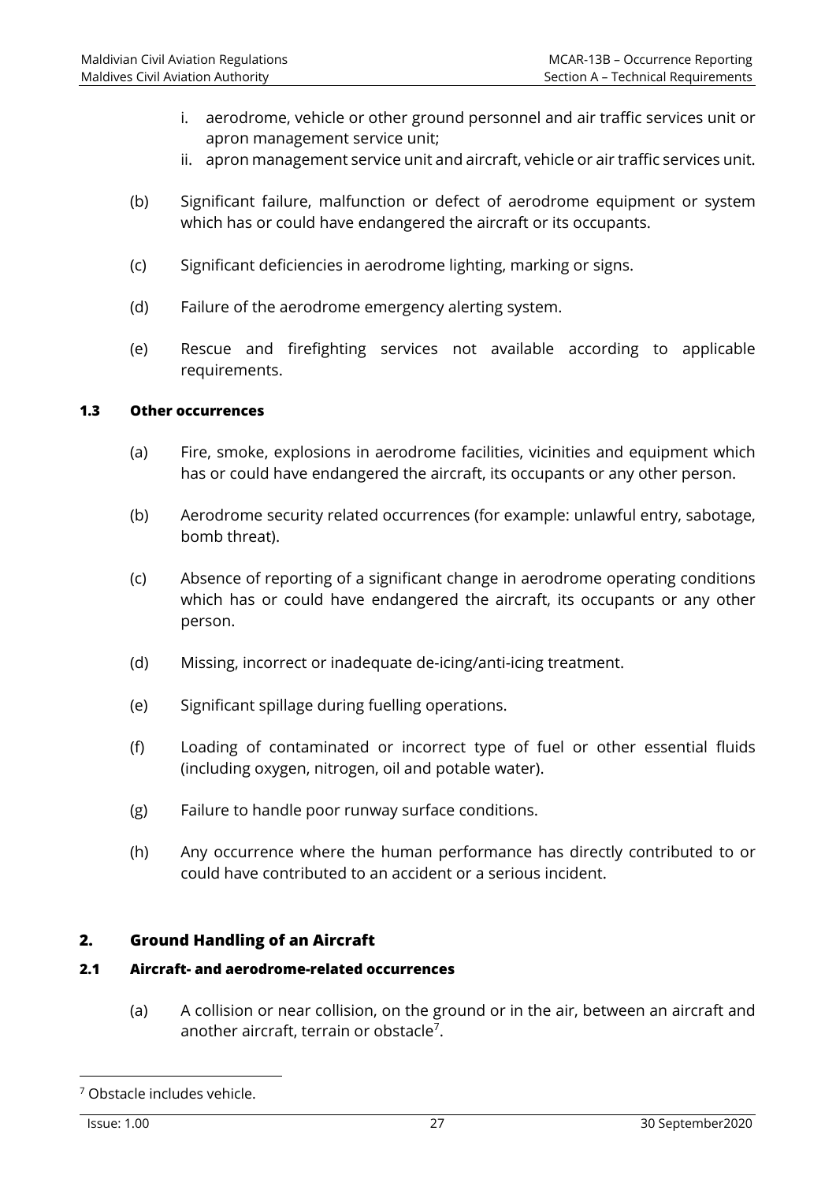i. aerodrome, vehicle or other ground personnel and air traffic services unit or apron management service unit;
ii. apron management service unit and aircraft, vehicle or air traffic services unit.

(b) Significant failure, malfunction or defect of aerodrome equipment or system which has or could have endangered the aircraft or its occupants.

(c) Significant deficiencies in aerodrome lighting, marking or signs.

(d) Failure of the aerodrome emergency alerting system.

(e) Rescue and firefighting services not available according to applicable requirements.

**1.3 Other occurrences**

(a) Fire, smoke, explosions in aerodrome facilities, vicinities and equipment which has or could have endangered the aircraft, its occupants or any other person.

(b) Aerodrome security related occurrences (for example: unlawful entry, sabotage, bomb threat).

(c) Absence of reporting of a significant change in aerodrome operating conditions which has or could have endangered the aircraft, its occupants or any other person.

(d) Missing, incorrect or inadequate de-icing/anti-icing treatment.

(e) Significant spillage during fuelling operations.

(f) Loading of contaminated or incorrect type of fuel or other essential fluids (including oxygen, nitrogen, oil and potable water).

(g) Failure to handle poor runway surface conditions.

(h) Any occurrence where the human performance has directly contributed to or could have contributed to an accident or a serious incident.

## 2. Ground Handling of an Aircraft

### 2.1 Aircraft- and aerodrome-related occurrences

(a) A collision or near collision, on the ground or in the air, between an aircraft and another aircraft, terrain or obstacle[7].

[7] Obstacle includes vehicle.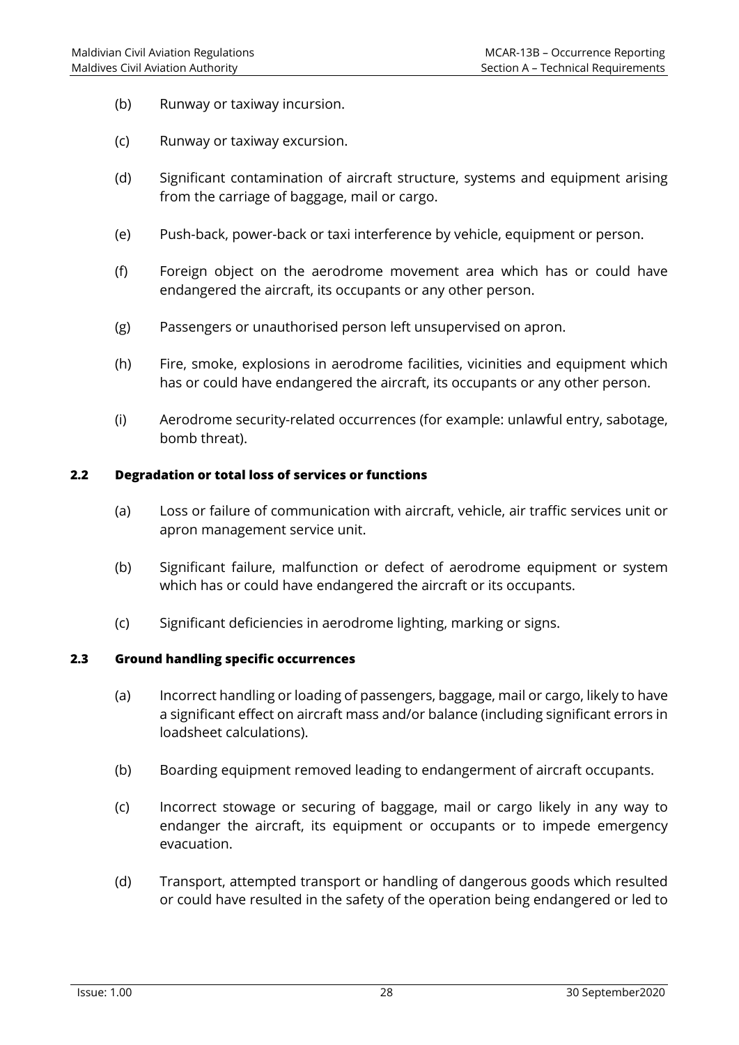(b) Runway or taxiway incursion.

(c) Runway or taxiway excursion.

(d) Significant contamination of aircraft structure, systems and equipment arising from the carriage of baggage, mail or cargo.

(e) Push-back, power-back or taxi interference by vehicle, equipment or person.

(f) Foreign object on the aerodrome movement area which has or could have endangered the aircraft, its occupants or any other person.

(g) Passengers or unauthorised person left unsupervised on apron.

(h) Fire, smoke, explosions in aerodrome facilities, vicinities and equipment which has or could have endangered the aircraft, its occupants or any other person.

(i) Aerodrome security-related occurrences (for example: unlawful entry, sabotage, bomb threat).

**2.2 Degradation or total loss of services or functions**

(a) Loss or failure of communication with aircraft, vehicle, air traffic services unit or apron management service unit.

(b) Significant failure, malfunction or defect of aerodrome equipment or system which has or could have endangered the aircraft or its occupants.

(c) Significant deficiencies in aerodrome lighting, marking or signs.

**2.3 Ground handling specific occurrences**

(a) Incorrect handling or loading of passengers, baggage, mail or cargo, likely to have a significant effect on aircraft mass and/or balance (including significant errors in loadsheet calculations).

(b) Boarding equipment removed leading to endangerment of aircraft occupants.

(c) Incorrect stowage or securing of baggage, mail or cargo likely in any way to endanger the aircraft, its equipment or occupants or to impede emergency evacuation.

(d) Transport, attempted transport or handling of dangerous goods which resulted or could have resulted in the safety of the operation being endangered or led to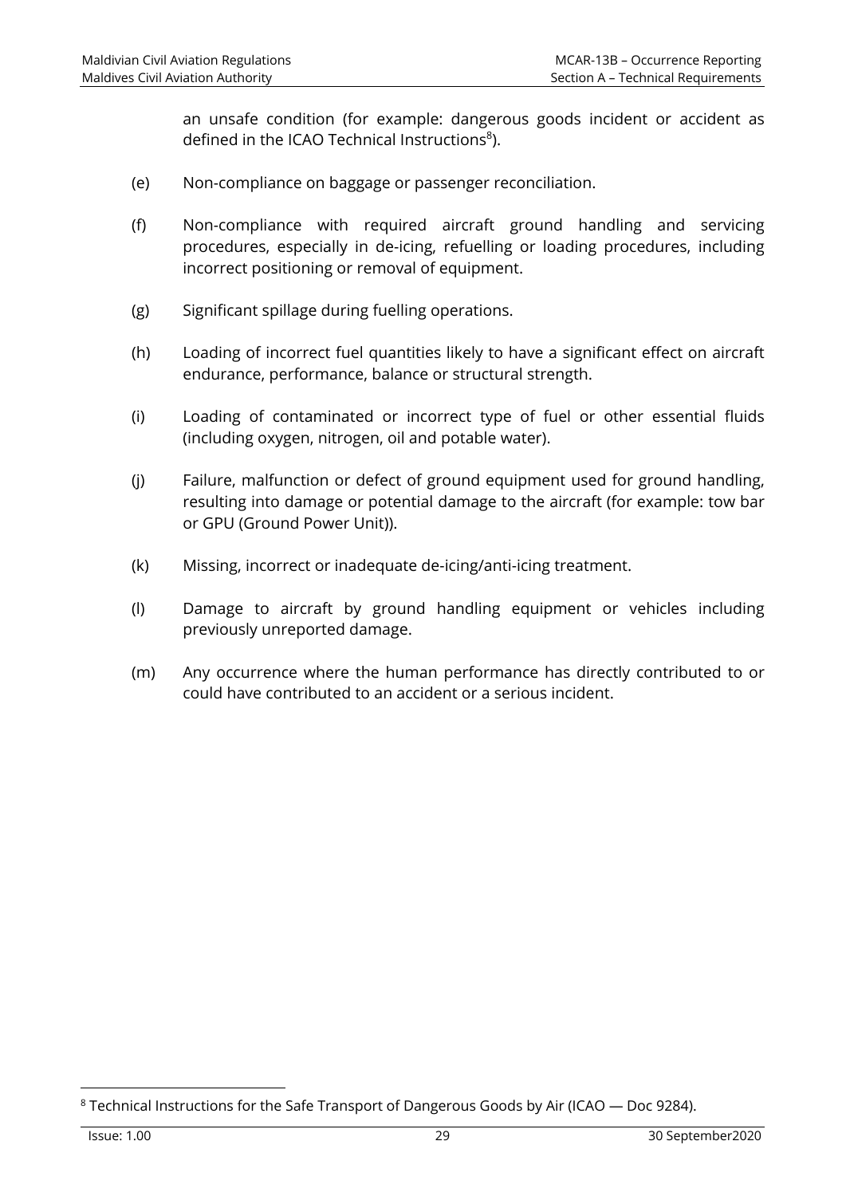an unsafe condition (for example: dangerous goods incident or accident as defined in the ICAO Technical Instructions[8]).

(e) Non-compliance on baggage or passenger reconciliation.

(f) Non-compliance with required aircraft ground handling and servicing procedures, especially in de-icing, refuelling or loading procedures, including incorrect positioning or removal of equipment.

(g) Significant spillage during fuelling operations.

(h) Loading of incorrect fuel quantities likely to have a significant effect on aircraft endurance, performance, balance or structural strength.

(i) Loading of contaminated or incorrect type of fuel or other essential fluids (including oxygen, nitrogen, oil and potable water).

(j) Failure, malfunction or defect of ground equipment used for ground handling, resulting into damage or potential damage to the aircraft (for example: tow bar or GPU (Ground Power Unit)).

(k) Missing, incorrect or inadequate de-icing/anti-icing treatment.

(l) Damage to aircraft by ground handling equipment or vehicles including previously unreported damage.

(m) Any occurrence where the human performance has directly contributed to or could have contributed to an accident or a serious incident.

---

[8] Technical Instructions for the Safe Transport of Dangerous Goods by Air (ICAO — Doc 9284).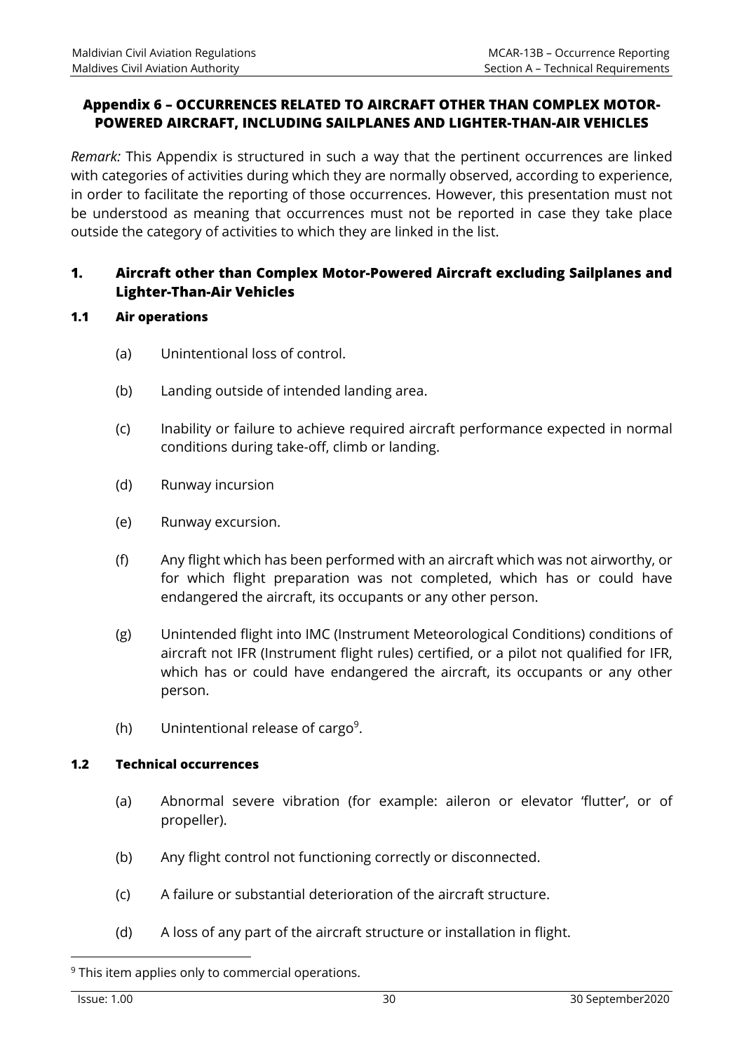## Appendix 6 – OCCURRENCES RELATED TO AIRCRAFT OTHER THAN COMPLEX MOTOR-POWERED AIRCRAFT, INCLUDING SAILPLANES AND LIGHTER-THAN-AIR VEHICLES

*Remark:* This Appendix is structured in such a way that the pertinent occurrences are linked with categories of activities during which they are normally observed, according to experience, in order to facilitate the reporting of those occurrences. However, this presentation must not be understood as meaning that occurrences must not be reported in case they take place outside the category of activities to which they are linked in the list.

### 1. Aircraft other than Complex Motor-Powered Aircraft excluding Sailplanes and Lighter-Than-Air Vehicles

#### 1.1 Air operations

(a) Unintentional loss of control.

(b) Landing outside of intended landing area.

(c) Inability or failure to achieve required aircraft performance expected in normal conditions during take-off, climb or landing.

(d) Runway incursion

(e) Runway excursion.

(f) Any flight which has been performed with an aircraft which was not airworthy, or for which flight preparation was not completed, which has or could have endangered the aircraft, its occupants or any other person.

(g) Unintended flight into IMC (Instrument Meteorological Conditions) conditions of aircraft not IFR (Instrument flight rules) certified, or a pilot not qualified for IFR, which has or could have endangered the aircraft, its occupants or any other person.

(h) Unintentional release of cargo[9].

#### 1.2 Technical occurrences

(a) Abnormal severe vibration (for example: aileron or elevator 'flutter', or of propeller).

(b) Any flight control not functioning correctly or disconnected.

(c) A failure or substantial deterioration of the aircraft structure.

(d) A loss of any part of the aircraft structure or installation in flight.

[9] This item applies only to commercial operations.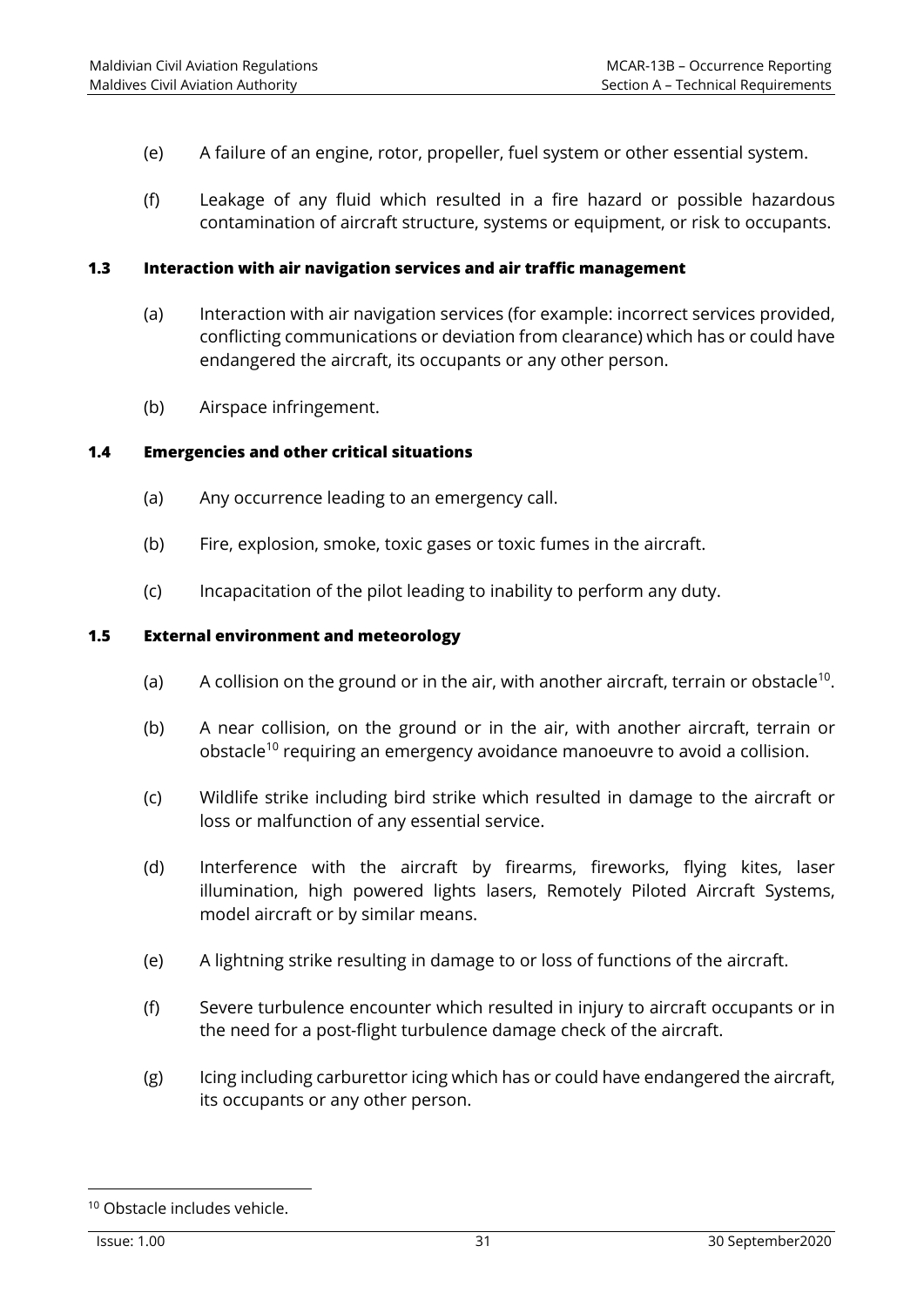(e) A failure of an engine, rotor, propeller, fuel system or other essential system.

(f) Leakage of any fluid which resulted in a fire hazard or possible hazardous contamination of aircraft structure, systems or equipment, or risk to occupants.

### 1.3 Interaction with air navigation services and air traffic management

(a) Interaction with air navigation services (for example: incorrect services provided, conflicting communications or deviation from clearance) which has or could have endangered the aircraft, its occupants or any other person.

(b) Airspace infringement.

### 1.4 Emergencies and other critical situations

(a) Any occurrence leading to an emergency call.

(b) Fire, explosion, smoke, toxic gases or toxic fumes in the aircraft.

(c) Incapacitation of the pilot leading to inability to perform any duty.

### 1.5 External environment and meteorology

(a) A collision on the ground or in the air, with another aircraft, terrain or obstacle[10].

(b) A near collision, on the ground or in the air, with another aircraft, terrain or obstacle[10] requiring an emergency avoidance manoeuvre to avoid a collision.

(c) Wildlife strike including bird strike which resulted in damage to the aircraft or loss or malfunction of any essential service.

(d) Interference with the aircraft by firearms, fireworks, flying kites, laser illumination, high powered lights lasers, Remotely Piloted Aircraft Systems, model aircraft or by similar means.

(e) A lightning strike resulting in damage to or loss of functions of the aircraft.

(f) Severe turbulence encounter which resulted in injury to aircraft occupants or in the need for a post-flight turbulence damage check of the aircraft.

(g) Icing including carburettor icing which has or could have endangered the aircraft, its occupants or any other person.

---

[10] Obstacle includes vehicle.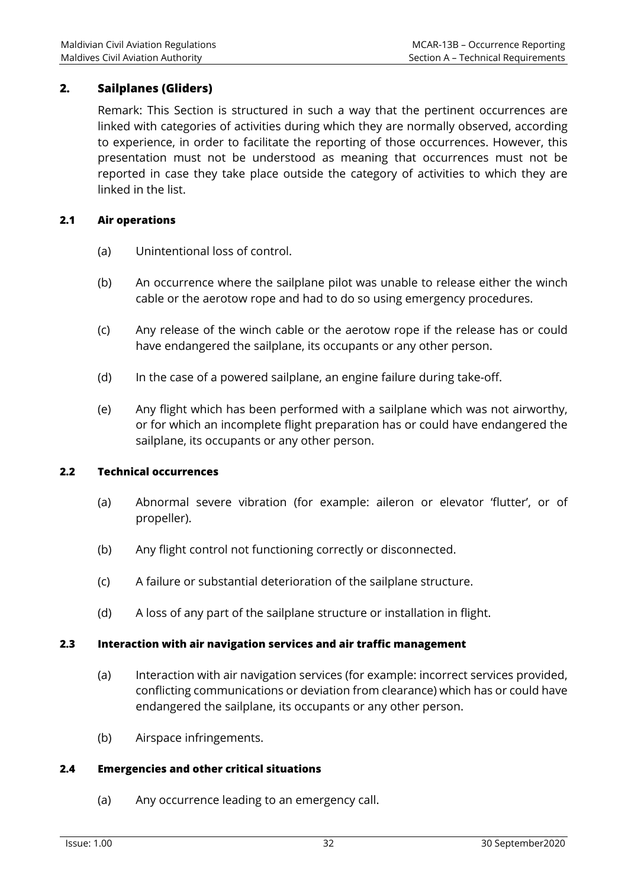## 2. Sailplanes (Gliders)

Remark: This Section is structured in such a way that the pertinent occurrences are linked with categories of activities during which they are normally observed, according to experience, in order to facilitate the reporting of those occurrences. However, this presentation must not be understood as meaning that occurrences must not be reported in case they take place outside the category of activities to which they are linked in the list.

### 2.1 Air operations

(a) Unintentional loss of control.

(b) An occurrence where the sailplane pilot was unable to release either the winch cable or the aerotow rope and had to do so using emergency procedures.

(c) Any release of the winch cable or the aerotow rope if the release has or could have endangered the sailplane, its occupants or any other person.

(d) In the case of a powered sailplane, an engine failure during take-off.

(e) Any flight which has been performed with a sailplane which was not airworthy, or for which an incomplete flight preparation has or could have endangered the sailplane, its occupants or any other person.

### 2.2 Technical occurrences

(a) Abnormal severe vibration (for example: aileron or elevator 'flutter', or of propeller).

(b) Any flight control not functioning correctly or disconnected.

(c) A failure or substantial deterioration of the sailplane structure.

(d) A loss of any part of the sailplane structure or installation in flight.

### 2.3 Interaction with air navigation services and air traffic management

(a) Interaction with air navigation services (for example: incorrect services provided, conflicting communications or deviation from clearance) which has or could have endangered the sailplane, its occupants or any other person.

(b) Airspace infringements.

### 2.4 Emergencies and other critical situations

(a) Any occurrence leading to an emergency call.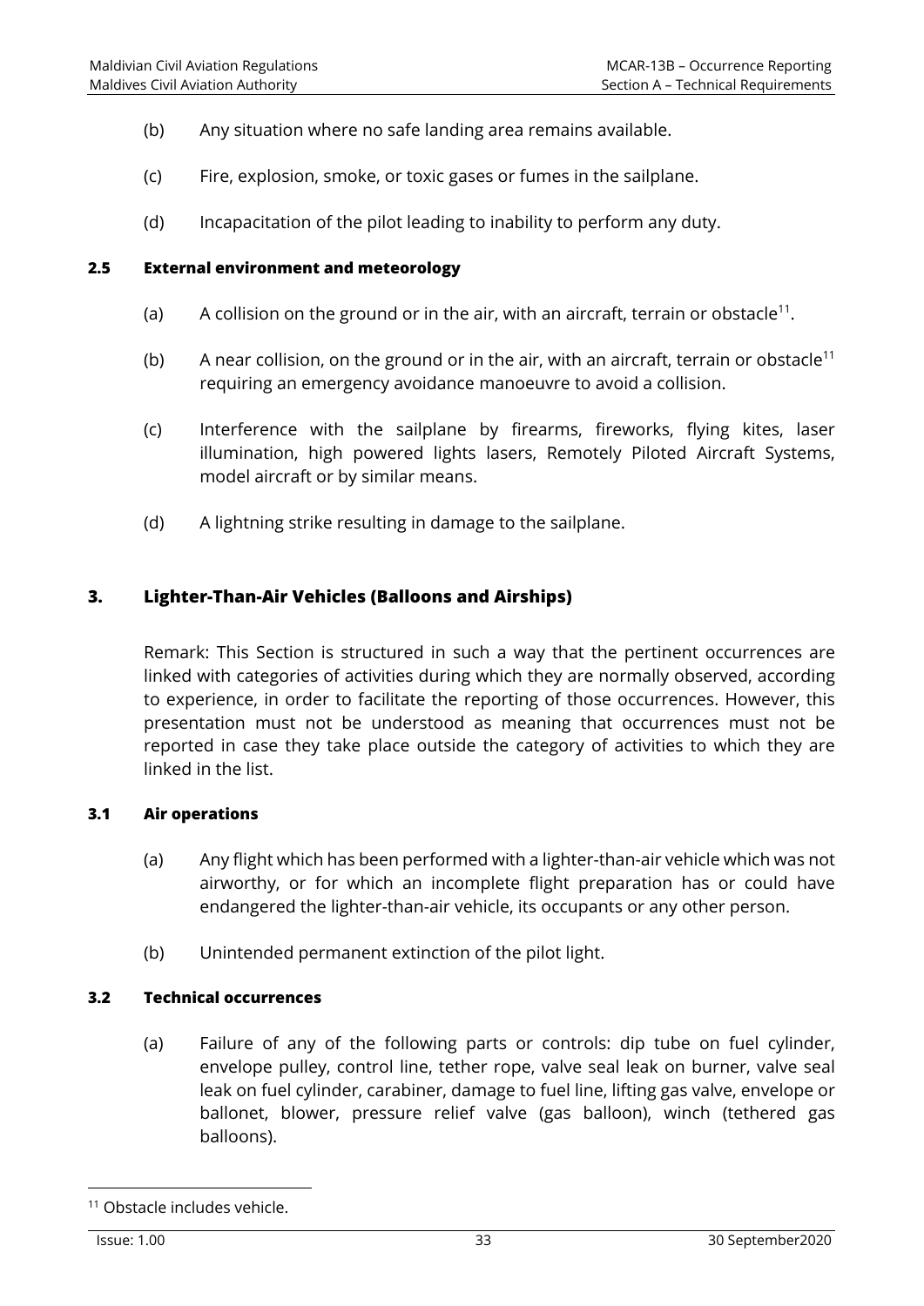(b) Any situation where no safe landing area remains available.

(c) Fire, explosion, smoke, or toxic gases or fumes in the sailplane.

(d) Incapacitation of the pilot leading to inability to perform any duty.

### 2.5 External environment and meteorology

(a) A collision on the ground or in the air, with an aircraft, terrain or obstacle[11].

(b) A near collision, on the ground or in the air, with an aircraft, terrain or obstacle[11] requiring an emergency avoidance manoeuvre to avoid a collision.

(c) Interference with the sailplane by firearms, fireworks, flying kites, laser illumination, high powered lights lasers, Remotely Piloted Aircraft Systems, model aircraft or by similar means.

(d) A lightning strike resulting in damage to the sailplane.

## 3. Lighter-Than-Air Vehicles (Balloons and Airships)

Remark: This Section is structured in such a way that the pertinent occurrences are linked with categories of activities during which they are normally observed, according to experience, in order to facilitate the reporting of those occurrences. However, this presentation must not be understood as meaning that occurrences must not be reported in case they take place outside the category of activities to which they are linked in the list.

### 3.1 Air operations

(a) Any flight which has been performed with a lighter-than-air vehicle which was not airworthy, or for which an incomplete flight preparation has or could have endangered the lighter-than-air vehicle, its occupants or any other person.

(b) Unintended permanent extinction of the pilot light.

### 3.2 Technical occurrences

(a) Failure of any of the following parts or controls: dip tube on fuel cylinder, envelope pulley, control line, tether rope, valve seal leak on burner, valve seal leak on fuel cylinder, carabiner, damage to fuel line, lifting gas valve, envelope or ballonet, blower, pressure relief valve (gas balloon), winch (tethered gas balloons).

[11] Obstacle includes vehicle.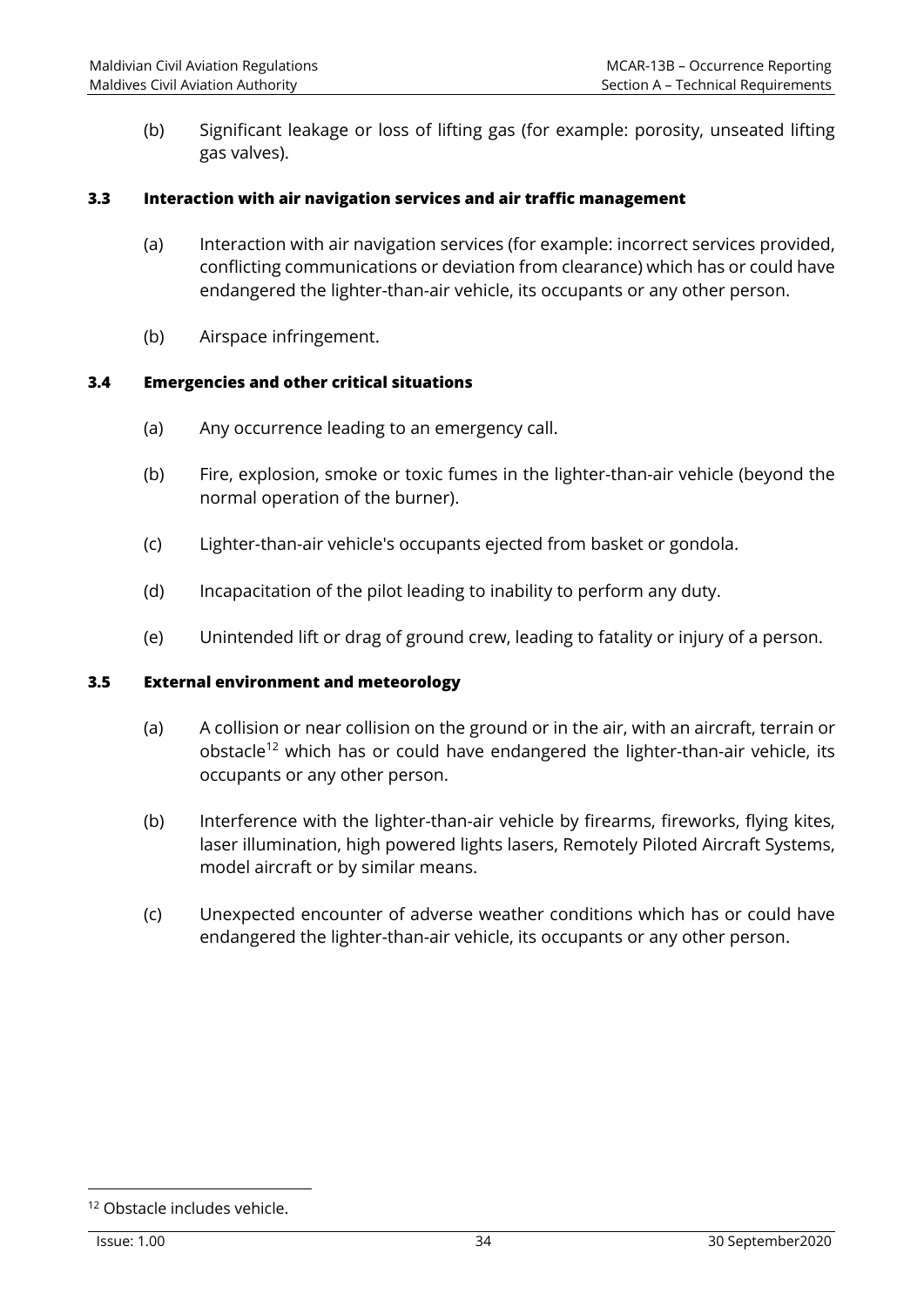(b) Significant leakage or loss of lifting gas (for example: porosity, unseated lifting gas valves).

### 3.3 Interaction with air navigation services and air traffic management

(a) Interaction with air navigation services (for example: incorrect services provided, conflicting communications or deviation from clearance) which has or could have endangered the lighter-than-air vehicle, its occupants or any other person.

(b) Airspace infringement.

### 3.4 Emergencies and other critical situations

(a) Any occurrence leading to an emergency call.

(b) Fire, explosion, smoke or toxic fumes in the lighter-than-air vehicle (beyond the normal operation of the burner).

(c) Lighter-than-air vehicle's occupants ejected from basket or gondola.

(d) Incapacitation of the pilot leading to inability to perform any duty.

(e) Unintended lift or drag of ground crew, leading to fatality or injury of a person.

### 3.5 External environment and meteorology

(a) A collision or near collision on the ground or in the air, with an aircraft, terrain or obstacle[12] which has or could have endangered the lighter-than-air vehicle, its occupants or any other person.

(b) Interference with the lighter-than-air vehicle by firearms, fireworks, flying kites, laser illumination, high powered lights lasers, Remotely Piloted Aircraft Systems, model aircraft or by similar means.

(c) Unexpected encounter of adverse weather conditions which has or could have endangered the lighter-than-air vehicle, its occupants or any other person.

---

[12] Obstacle includes vehicle.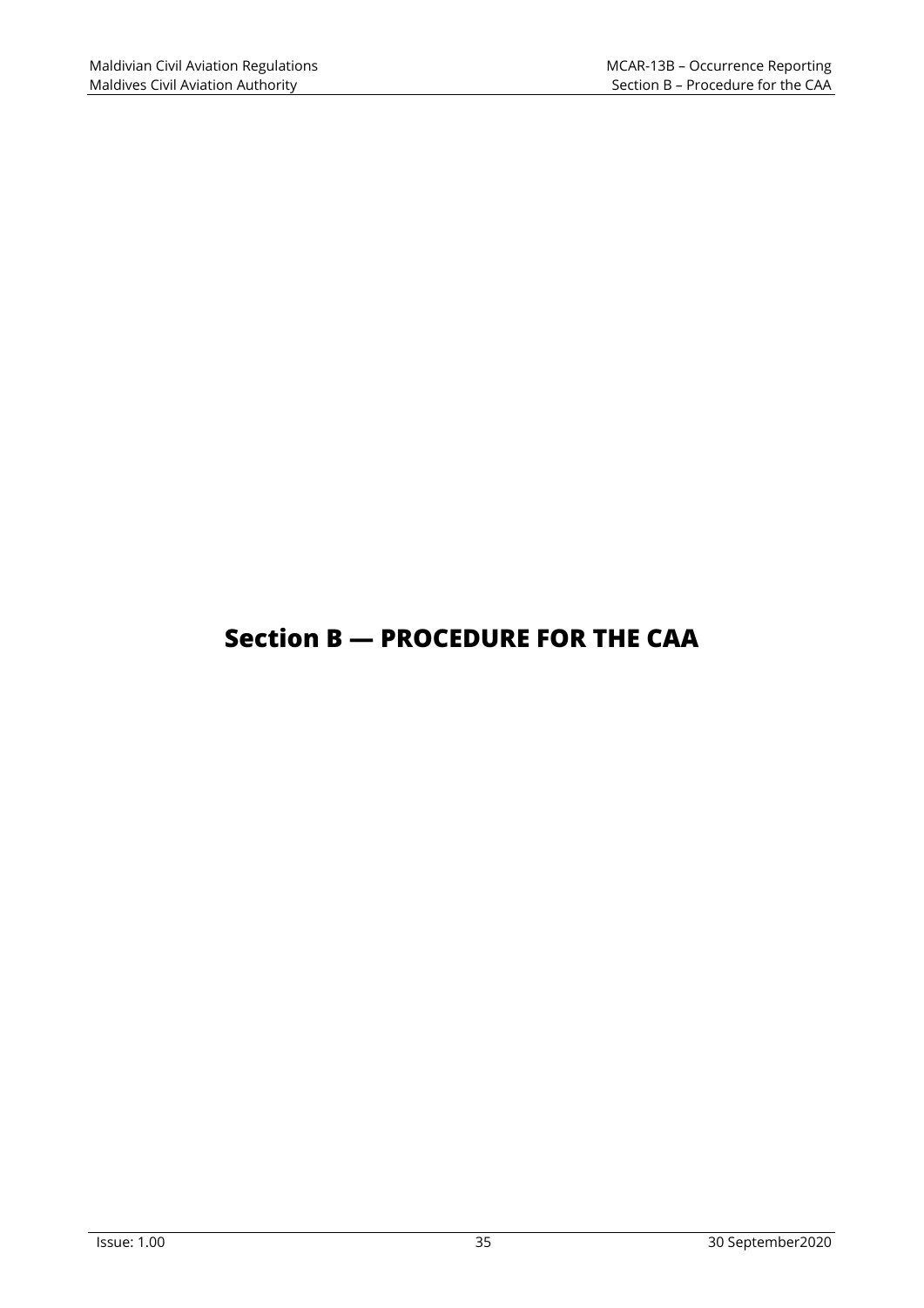# Section B — PROCEDURE FOR THE CAA